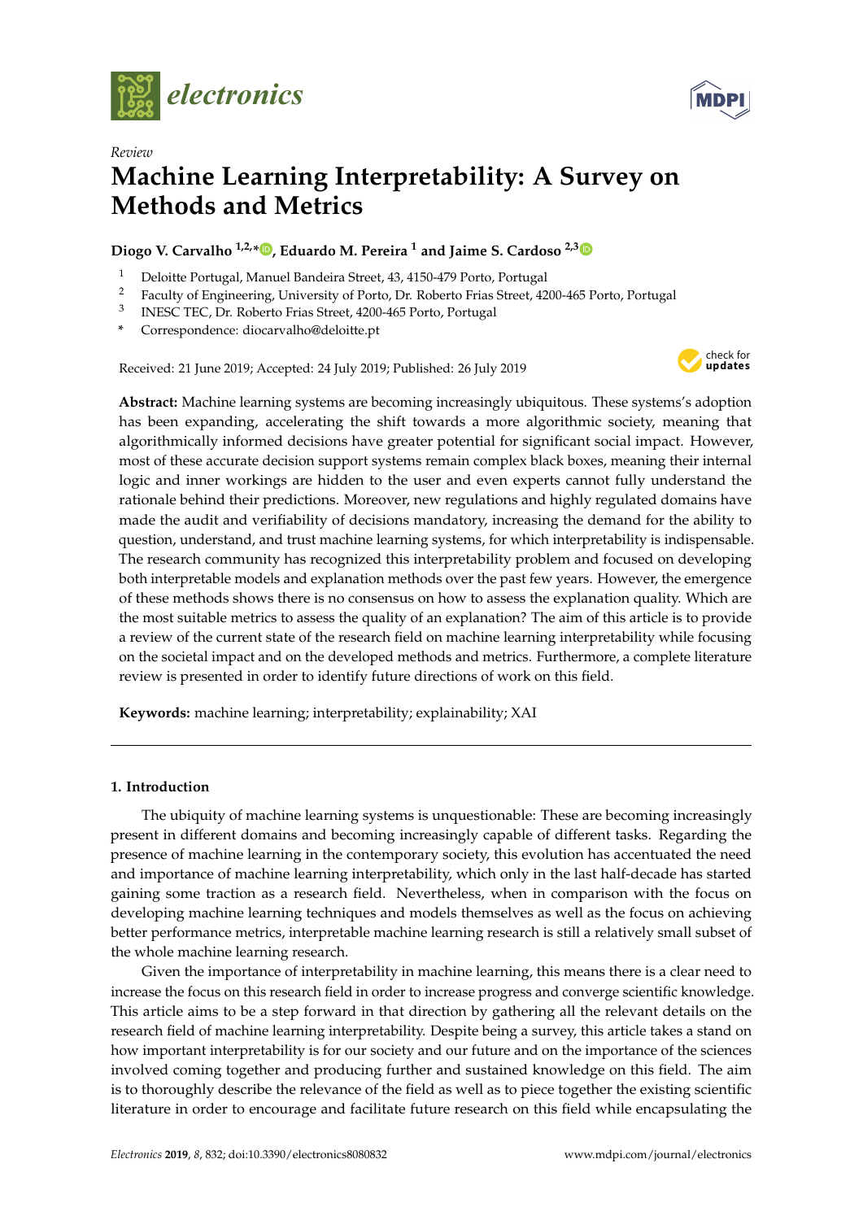*Review*

# Machine Learning Interpretability: A Survey on Methods and Metrics

**Diogo V. Carvalho [1,2,*], Eduardo M. Pereira [1] and Jaime S. Cardoso [2,3]**

[1] Deloitte Portugal, Manuel Bandeira Street, 43, 4150-479 Porto, Portugal
[2] Faculty of Engineering, University of Porto, Dr. Roberto Frias Street, 4200-465 Porto, Portugal
[3] INESC TEC, Dr. Roberto Frias Street, 4200-465 Porto, Portugal
[*] Correspondence: diocarvalho@deloitte.pt

Received: 21 June 2019; Accepted: 24 July 2019; Published: 26 July 2019

**Abstract:** Machine learning systems are becoming increasingly ubiquitous. These systems's adoption has been expanding, accelerating the shift towards a more algorithmic society, meaning that algorithmically informed decisions have greater potential for significant social impact. However, most of these accurate decision support systems remain complex black boxes, meaning their internal logic and inner workings are hidden to the user and even experts cannot fully understand the rationale behind their predictions. Moreover, new regulations and highly regulated domains have made the audit and verifiability of decisions mandatory, increasing the demand for the ability to question, understand, and trust machine learning systems, for which interpretability is indispensable. The research community has recognized this interpretability problem and focused on developing both interpretable models and explanation methods over the past few years. However, the emergence of these methods shows there is no consensus on how to assess the explanation quality. Which are the most suitable metrics to assess the quality of an explanation? The aim of this article is to provide a review of the current state of the research field on machine learning interpretability while focusing on the societal impact and on the developed methods and metrics. Furthermore, a complete literature review is presented in order to identify future directions of work on this field.

**Keywords:** machine learning; interpretability; explainability; XAI

## 1. Introduction

The ubiquity of machine learning systems is unquestionable: These are becoming increasingly present in different domains and becoming increasingly capable of different tasks. Regarding the presence of machine learning in the contemporary society, this evolution has accentuated the need and importance of machine learning interpretability, which only in the last half-decade has started gaining some traction as a research field. Nevertheless, when in comparison with the focus on developing machine learning techniques and models themselves as well as the focus on achieving better performance metrics, interpretable machine learning research is still a relatively small subset of the whole machine learning research.

Given the importance of interpretability in machine learning, this means there is a clear need to increase the focus on this research field in order to increase progress and converge scientific knowledge. This article aims to be a step forward in that direction by gathering all the relevant details on the research field of machine learning interpretability. Despite being a survey, this article takes a stand on how important interpretability is for our society and our future and on the importance of the sciences involved coming together and producing further and sustained knowledge on this field. The aim is to thoroughly describe the relevance of the field as well as to piece together the existing scientific literature in order to encourage and facilitate future research on this field while encapsulating the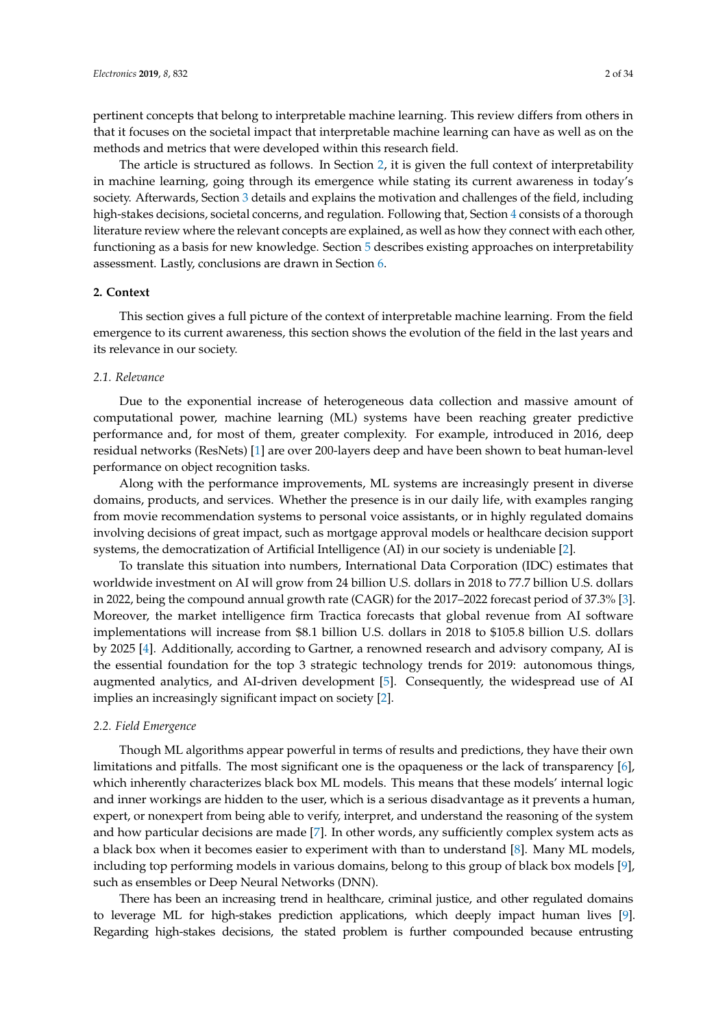pertinent concepts that belong to interpretable machine learning. This review differs from others in that it focuses on the societal impact that interpretable machine learning can have as well as on the methods and metrics that were developed within this research field.

The article is structured as follows. In Section 2, it is given the full context of interpretability in machine learning, going through its emergence while stating its current awareness in today's society. Afterwards, Section 3 details and explains the motivation and challenges of the field, including high-stakes decisions, societal concerns, and regulation. Following that, Section 4 consists of a thorough literature review where the relevant concepts are explained, as well as how they connect with each other, functioning as a basis for new knowledge. Section 5 describes existing approaches on interpretability assessment. Lastly, conclusions are drawn in Section 6.

## 2. Context

This section gives a full picture of the context of interpretable machine learning. From the field emergence to its current awareness, this section shows the evolution of the field in the last years and its relevance in our society.

### *2.1. Relevance*

Due to the exponential increase of heterogeneous data collection and massive amount of computational power, machine learning (ML) systems have been reaching greater predictive performance and, for most of them, greater complexity. For example, introduced in 2016, deep residual networks (ResNets) [1] are over 200-layers deep and have been shown to beat human-level performance on object recognition tasks.

Along with the performance improvements, ML systems are increasingly present in diverse domains, products, and services. Whether the presence is in our daily life, with examples ranging from movie recommendation systems to personal voice assistants, or in highly regulated domains involving decisions of great impact, such as mortgage approval models or healthcare decision support systems, the democratization of Artificial Intelligence (AI) in our society is undeniable [2].

To translate this situation into numbers, International Data Corporation (IDC) estimates that worldwide investment on AI will grow from 24 billion U.S. dollars in 2018 to 77.7 billion U.S. dollars in 2022, being the compound annual growth rate (CAGR) for the 2017–2022 forecast period of 37.3% [3]. Moreover, the market intelligence firm Tractica forecasts that global revenue from AI software implementations will increase from \$8.1 billion U.S. dollars in 2018 to \$105.8 billion U.S. dollars by 2025 [4]. Additionally, according to Gartner, a renowned research and advisory company, AI is the essential foundation for the top 3 strategic technology trends for 2019: autonomous things, augmented analytics, and AI-driven development [5]. Consequently, the widespread use of AI implies an increasingly significant impact on society [2].

### *2.2. Field Emergence*

Though ML algorithms appear powerful in terms of results and predictions, they have their own limitations and pitfalls. The most significant one is the opaqueness or the lack of transparency [6], which inherently characterizes black box ML models. This means that these models' internal logic and inner workings are hidden to the user, which is a serious disadvantage as it prevents a human, expert, or nonexpert from being able to verify, interpret, and understand the reasoning of the system and how particular decisions are made [7]. In other words, any sufficiently complex system acts as a black box when it becomes easier to experiment with than to understand [8]. Many ML models, including top performing models in various domains, belong to this group of black box models [9], such as ensembles or Deep Neural Networks (DNN).

There has been an increasing trend in healthcare, criminal justice, and other regulated domains to leverage ML for high-stakes prediction applications, which deeply impact human lives [9]. Regarding high-stakes decisions, the stated problem is further compounded because entrusting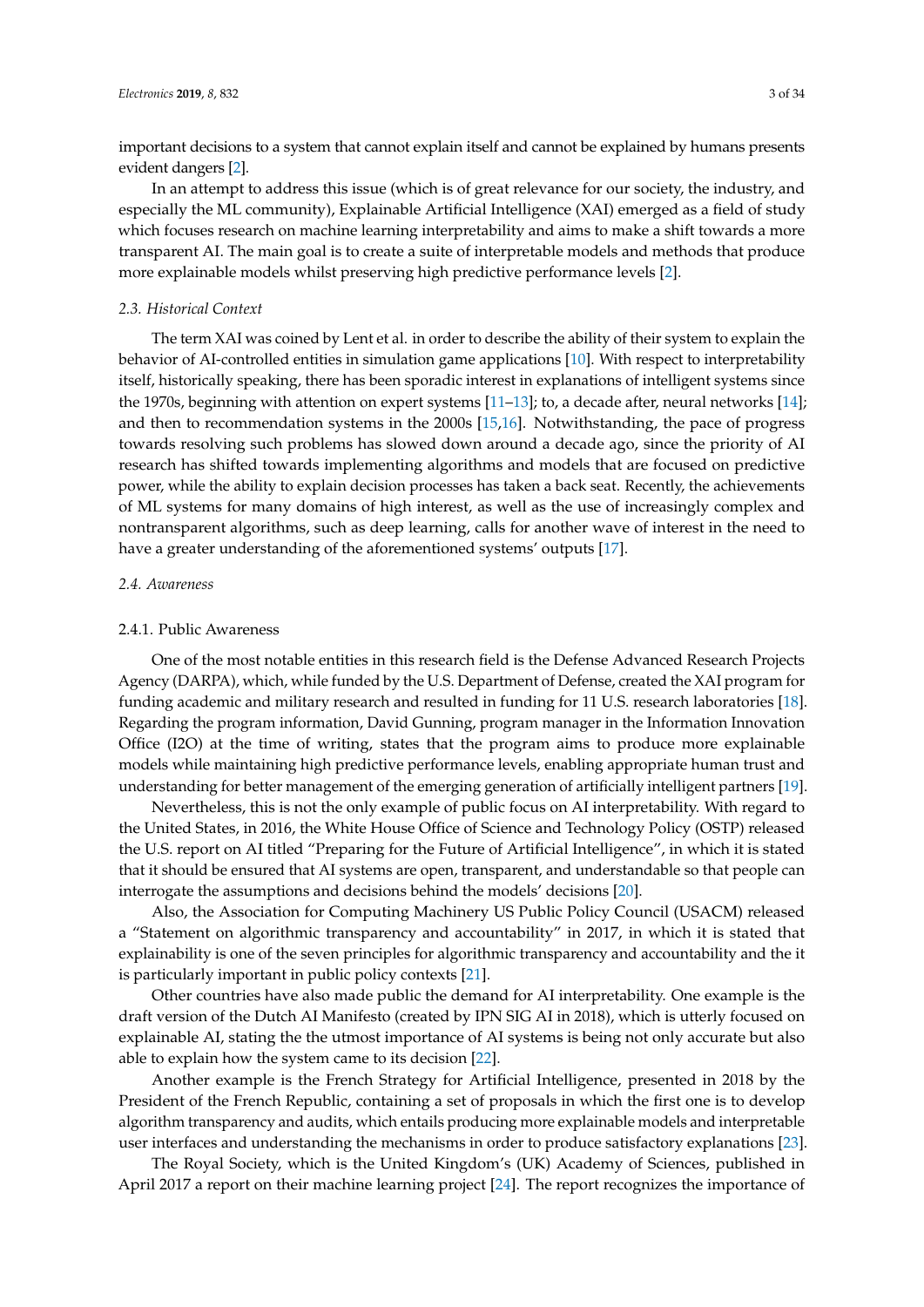important decisions to a system that cannot explain itself and cannot be explained by humans presents evident dangers [2].

In an attempt to address this issue (which is of great relevance for our society, the industry, and especially the ML community), Explainable Artificial Intelligence (XAI) emerged as a field of study which focuses research on machine learning interpretability and aims to make a shift towards a more transparent AI. The main goal is to create a suite of interpretable models and methods that produce more explainable models whilst preserving high predictive performance levels [2].

### *2.3. Historical Context*

The term XAI was coined by Lent et al. in order to describe the ability of their system to explain the behavior of AI-controlled entities in simulation game applications [10]. With respect to interpretability itself, historically speaking, there has been sporadic interest in explanations of intelligent systems since the 1970s, beginning with attention on expert systems [11–13]; to, a decade after, neural networks [14]; and then to recommendation systems in the 2000s [15,16]. Notwithstanding, the pace of progress towards resolving such problems has slowed down around a decade ago, since the priority of AI research has shifted towards implementing algorithms and models that are focused on predictive power, while the ability to explain decision processes has taken a back seat. Recently, the achievements of ML systems for many domains of high interest, as well as the use of increasingly complex and nontransparent algorithms, such as deep learning, calls for another wave of interest in the need to have a greater understanding of the aforementioned systems' outputs [17].

### *2.4. Awareness*

#### 2.4.1. Public Awareness

One of the most notable entities in this research field is the Defense Advanced Research Projects Agency (DARPA), which, while funded by the U.S. Department of Defense, created the XAI program for funding academic and military research and resulted in funding for 11 U.S. research laboratories [18]. Regarding the program information, David Gunning, program manager in the Information Innovation Office (I2O) at the time of writing, states that the program aims to produce more explainable models while maintaining high predictive performance levels, enabling appropriate human trust and understanding for better management of the emerging generation of artificially intelligent partners [19].

Nevertheless, this is not the only example of public focus on AI interpretability. With regard to the United States, in 2016, the White House Office of Science and Technology Policy (OSTP) released the U.S. report on AI titled "Preparing for the Future of Artificial Intelligence", in which it is stated that it should be ensured that AI systems are open, transparent, and understandable so that people can interrogate the assumptions and decisions behind the models' decisions [20].

Also, the Association for Computing Machinery US Public Policy Council (USACM) released a "Statement on algorithmic transparency and accountability" in 2017, in which it is stated that explainability is one of the seven principles for algorithmic transparency and accountability and the it is particularly important in public policy contexts [21].

Other countries have also made public the demand for AI interpretability. One example is the draft version of the Dutch AI Manifesto (created by IPN SIG AI in 2018), which is utterly focused on explainable AI, stating the the utmost importance of AI systems is being not only accurate but also able to explain how the system came to its decision [22].

Another example is the French Strategy for Artificial Intelligence, presented in 2018 by the President of the French Republic, containing a set of proposals in which the first one is to develop algorithm transparency and audits, which entails producing more explainable models and interpretable user interfaces and understanding the mechanisms in order to produce satisfactory explanations [23].

The Royal Society, which is the United Kingdom's (UK) Academy of Sciences, published in April 2017 a report on their machine learning project [24]. The report recognizes the importance of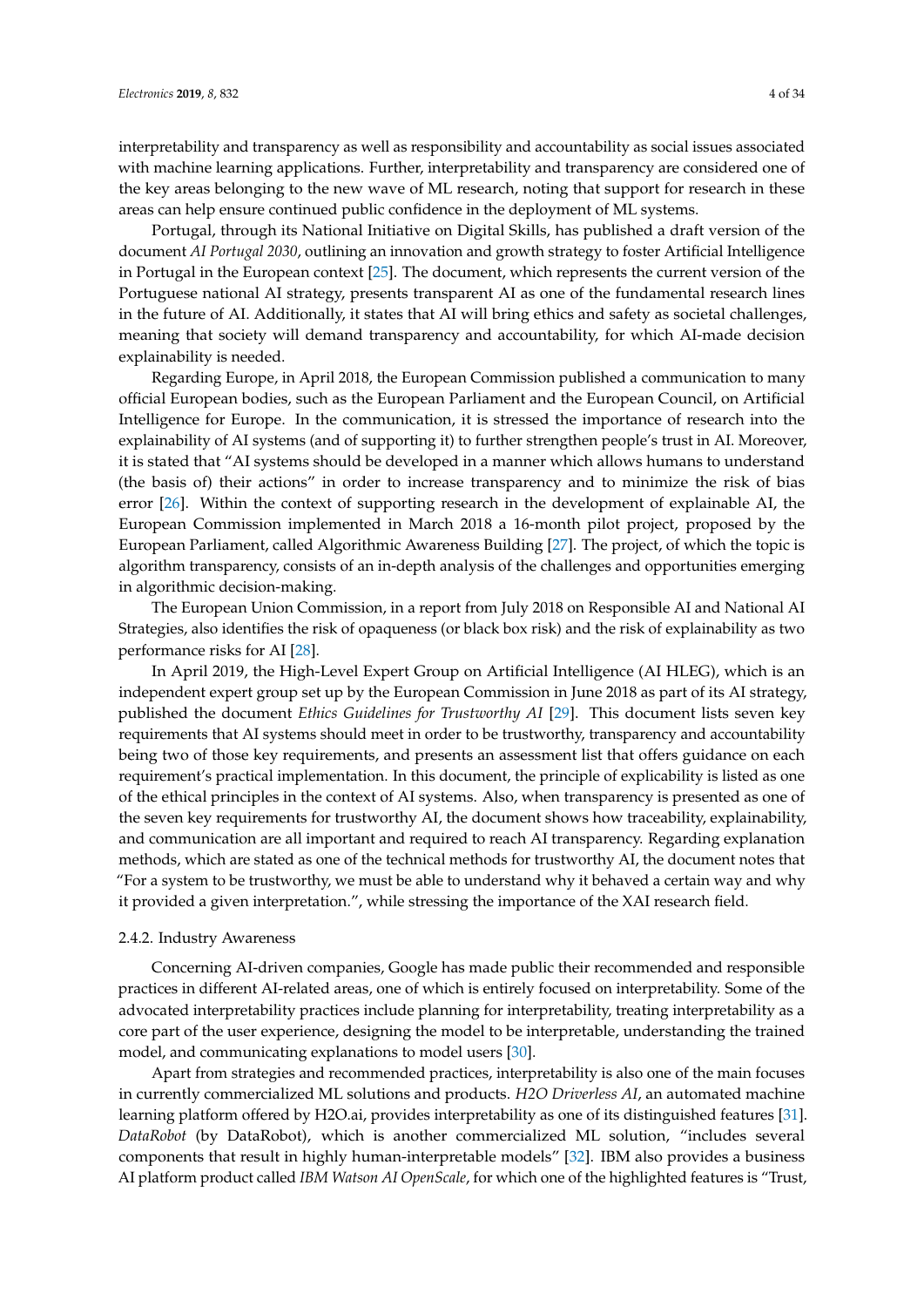interpretability and transparency as well as responsibility and accountability as social issues associated with machine learning applications. Further, interpretability and transparency are considered one of the key areas belonging to the new wave of ML research, noting that support for research in these areas can help ensure continued public confidence in the deployment of ML systems.

Portugal, through its National Initiative on Digital Skills, has published a draft version of the document *AI Portugal 2030*, outlining an innovation and growth strategy to foster Artificial Intelligence in Portugal in the European context [25]. The document, which represents the current version of the Portuguese national AI strategy, presents transparent AI as one of the fundamental research lines in the future of AI. Additionally, it states that AI will bring ethics and safety as societal challenges, meaning that society will demand transparency and accountability, for which AI-made decision explainability is needed.

Regarding Europe, in April 2018, the European Commission published a communication to many official European bodies, such as the European Parliament and the European Council, on Artificial Intelligence for Europe. In the communication, it is stressed the importance of research into the explainability of AI systems (and of supporting it) to further strengthen people's trust in AI. Moreover, it is stated that "AI systems should be developed in a manner which allows humans to understand (the basis of) their actions" in order to increase transparency and to minimize the risk of bias error [26]. Within the context of supporting research in the development of explainable AI, the European Commission implemented in March 2018 a 16-month pilot project, proposed by the European Parliament, called Algorithmic Awareness Building [27]. The project, of which the topic is algorithm transparency, consists of an in-depth analysis of the challenges and opportunities emerging in algorithmic decision-making.

The European Union Commission, in a report from July 2018 on Responsible AI and National AI Strategies, also identifies the risk of opaqueness (or black box risk) and the risk of explainability as two performance risks for AI [28].

In April 2019, the High-Level Expert Group on Artificial Intelligence (AI HLEG), which is an independent expert group set up by the European Commission in June 2018 as part of its AI strategy, published the document *Ethics Guidelines for Trustworthy AI* [29]. This document lists seven key requirements that AI systems should meet in order to be trustworthy, transparency and accountability being two of those key requirements, and presents an assessment list that offers guidance on each requirement's practical implementation. In this document, the principle of explicability is listed as one of the ethical principles in the context of AI systems. Also, when transparency is presented as one of the seven key requirements for trustworthy AI, the document shows how traceability, explainability, and communication are all important and required to reach AI transparency. Regarding explanation methods, which are stated as one of the technical methods for trustworthy AI, the document notes that "For a system to be trustworthy, we must be able to understand why it behaved a certain way and why it provided a given interpretation.", while stressing the importance of the XAI research field.

#### 2.4.2. Industry Awareness

Concerning AI-driven companies, Google has made public their recommended and responsible practices in different AI-related areas, one of which is entirely focused on interpretability. Some of the advocated interpretability practices include planning for interpretability, treating interpretability as a core part of the user experience, designing the model to be interpretable, understanding the trained model, and communicating explanations to model users [30].

Apart from strategies and recommended practices, interpretability is also one of the main focuses in currently commercialized ML solutions and products. *H2O Driverless AI*, an automated machine learning platform offered by H2O.ai, provides interpretability as one of its distinguished features [31]. *DataRobot* (by DataRobot), which is another commercialized ML solution, "includes several components that result in highly human-interpretable models" [32]. IBM also provides a business AI platform product called *IBM Watson AI OpenScale*, for which one of the highlighted features is "Trust,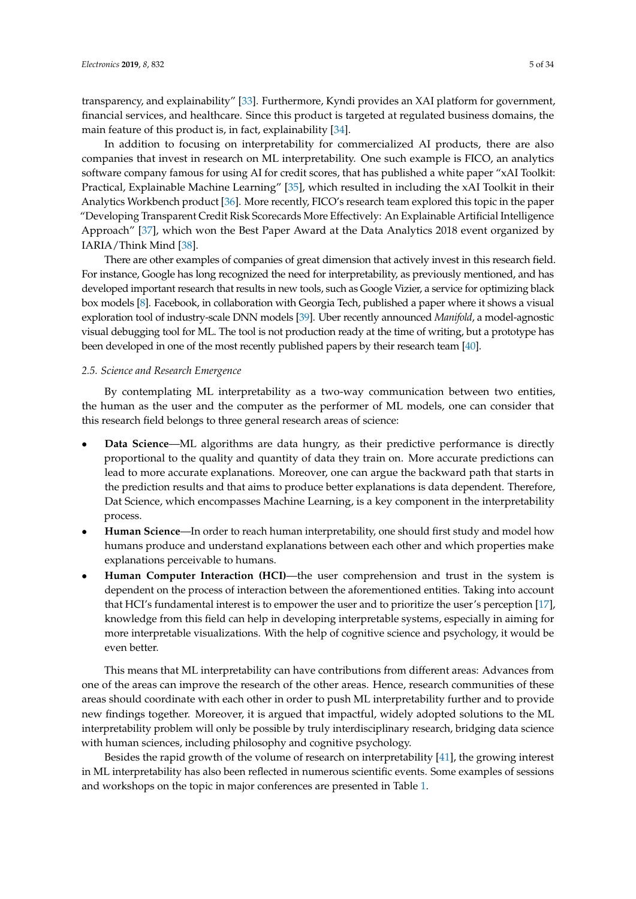transparency, and explainability" [33]. Furthermore, Kyndi provides an XAI platform for government, financial services, and healthcare. Since this product is targeted at regulated business domains, the main feature of this product is, in fact, explainability [34].

In addition to focusing on interpretability for commercialized AI products, there are also companies that invest in research on ML interpretability. One such example is FICO, an analytics software company famous for using AI for credit scores, that has published a white paper "xAI Toolkit: Practical, Explainable Machine Learning" [35], which resulted in including the xAI Toolkit in their Analytics Workbench product [36]. More recently, FICO's research team explored this topic in the paper "Developing Transparent Credit Risk Scorecards More Effectively: An Explainable Artificial Intelligence Approach" [37], which won the Best Paper Award at the Data Analytics 2018 event organized by IARIA/Think Mind [38].

There are other examples of companies of great dimension that actively invest in this research field. For instance, Google has long recognized the need for interpretability, as previously mentioned, and has developed important research that results in new tools, such as Google Vizier, a service for optimizing black box models [8]. Facebook, in collaboration with Georgia Tech, published a paper where it shows a visual exploration tool of industry-scale DNN models [39]. Uber recently announced *Manifold*, a model-agnostic visual debugging tool for ML. The tool is not production ready at the time of writing, but a prototype has been developed in one of the most recently published papers by their research team [40].

### *2.5. Science and Research Emergence*

By contemplating ML interpretability as a two-way communication between two entities, the human as the user and the computer as the performer of ML models, one can consider that this research field belongs to three general research areas of science:

- **Data Science**—ML algorithms are data hungry, as their predictive performance is directly proportional to the quality and quantity of data they train on. More accurate predictions can lead to more accurate explanations. Moreover, one can argue the backward path that starts in the prediction results and that aims to produce better explanations is data dependent. Therefore, Dat Science, which encompasses Machine Learning, is a key component in the interpretability process.
- **Human Science**—In order to reach human interpretability, one should first study and model how humans produce and understand explanations between each other and which properties make explanations perceivable to humans.
- **Human Computer Interaction (HCI)**—the user comprehension and trust in the system is dependent on the process of interaction between the aforementioned entities. Taking into account that HCI's fundamental interest is to empower the user and to prioritize the user's perception [17], knowledge from this field can help in developing interpretable systems, especially in aiming for more interpretable visualizations. With the help of cognitive science and psychology, it would be even better.

This means that ML interpretability can have contributions from different areas: Advances from one of the areas can improve the research of the other areas. Hence, research communities of these areas should coordinate with each other in order to push ML interpretability further and to provide new findings together. Moreover, it is argued that impactful, widely adopted solutions to the ML interpretability problem will only be possible by truly interdisciplinary research, bridging data science with human sciences, including philosophy and cognitive psychology.

Besides the rapid growth of the volume of research on interpretability [41], the growing interest in ML interpretability has also been reflected in numerous scientific events. Some examples of sessions and workshops on the topic in major conferences are presented in Table 1.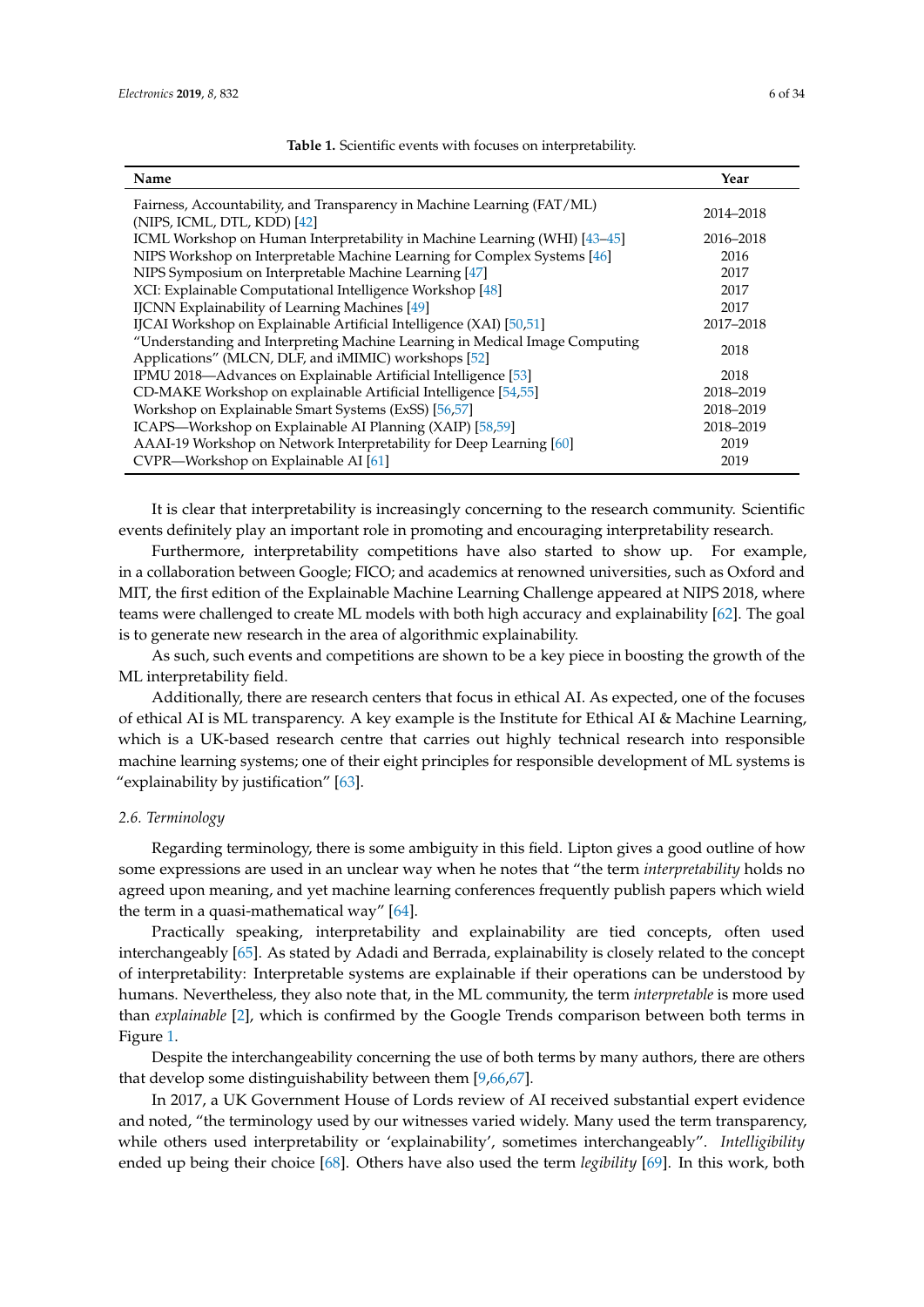**Table 1.** Scientific events with focuses on interpretability.

| Name | Year |
| --- | --- |
| Fairness, Accountability, and Transparency in Machine Learning (FAT/ML) (NIPS, ICML, DTL, KDD) [42] | 2014–2018 |
| ICML Workshop on Human Interpretability in Machine Learning (WHI) [43–45] | 2016–2018 |
| NIPS Workshop on Interpretable Machine Learning for Complex Systems [46] | 2016 |
| NIPS Symposium on Interpretable Machine Learning [47] | 2017 |
| XCI: Explainable Computational Intelligence Workshop [48] | 2017 |
| IJCNN Explainability of Learning Machines [49] | 2017 |
| IJCAI Workshop on Explainable Artificial Intelligence (XAI) [50,51] | 2017–2018 |
| "Understanding and Interpreting Machine Learning in Medical Image Computing Applications" (MLCN, DLF, and iMIMIC) workshops [52] | 2018 |
| IPMU 2018—Advances on Explainable Artificial Intelligence [53] | 2018 |
| CD-MAKE Workshop on explainable Artificial Intelligence [54,55] | 2018–2019 |
| Workshop on Explainable Smart Systems (ExSS) [56,57] | 2018–2019 |
| ICAPS—Workshop on Explainable AI Planning (XAIP) [58,59] | 2018–2019 |
| AAAI-19 Workshop on Network Interpretability for Deep Learning [60] | 2019 |
| CVPR—Workshop on Explainable AI [61] | 2019 |

It is clear that interpretability is increasingly concerning to the research community. Scientific events definitely play an important role in promoting and encouraging interpretability research.

Furthermore, interpretability competitions have also started to show up. For example, in a collaboration between Google; FICO; and academics at renowned universities, such as Oxford and MIT, the first edition of the Explainable Machine Learning Challenge appeared at NIPS 2018, where teams were challenged to create ML models with both high accuracy and explainability [62]. The goal is to generate new research in the area of algorithmic explainability.

As such, such events and competitions are shown to be a key piece in boosting the growth of the ML interpretability field.

Additionally, there are research centers that focus in ethical AI. As expected, one of the focuses of ethical AI is ML transparency. A key example is the Institute for Ethical AI & Machine Learning, which is a UK-based research centre that carries out highly technical research into responsible machine learning systems; one of their eight principles for responsible development of ML systems is "explainability by justification" [63].

### *2.6. Terminology*

Regarding terminology, there is some ambiguity in this field. Lipton gives a good outline of how some expressions are used in an unclear way when he notes that "the term *interpretability* holds no agreed upon meaning, and yet machine learning conferences frequently publish papers which wield the term in a quasi-mathematical way" [64].

Practically speaking, interpretability and explainability are tied concepts, often used interchangeably [65]. As stated by Adadi and Berrada, explainability is closely related to the concept of interpretability: Interpretable systems are explainable if their operations can be understood by humans. Nevertheless, they also note that, in the ML community, the term *interpretable* is more used than *explainable* [2], which is confirmed by the Google Trends comparison between both terms in Figure 1.

Despite the interchangeability concerning the use of both terms by many authors, there are others that develop some distinguishability between them [9,66,67].

In 2017, a UK Government House of Lords review of AI received substantial expert evidence and noted, "the terminology used by our witnesses varied widely. Many used the term transparency, while others used interpretability or 'explainability', sometimes interchangeably". *Intelligibility* ended up being their choice [68]. Others have also used the term *legibility* [69]. In this work, both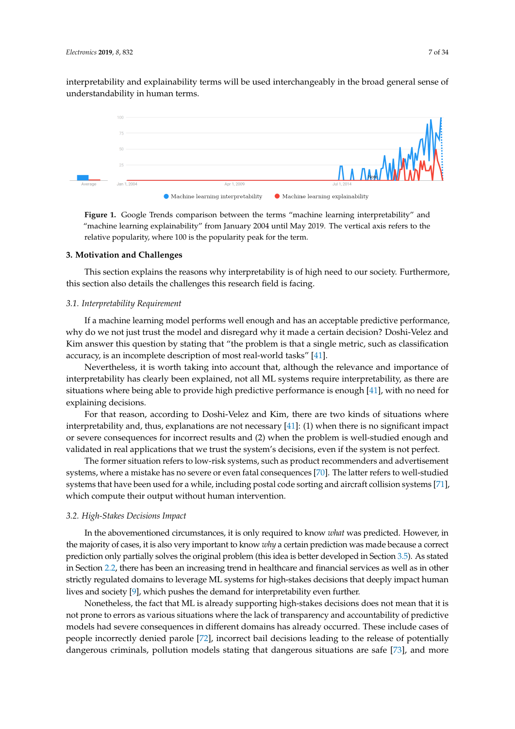interpretability and explainability terms will be used interchangeably in the broad general sense of understandability in human terms.

**Figure 1.** Google Trends comparison between the terms "machine learning interpretability" and "machine learning explainability" from January 2004 until May 2019. The vertical axis refers to the relative popularity, where 100 is the popularity peak for the term.

## 3. Motivation and Challenges

This section explains the reasons why interpretability is of high need to our society. Furthermore, this section also details the challenges this research field is facing.

### 3.1. Interpretability Requirement

If a machine learning model performs well enough and has an acceptable predictive performance, why do we not just trust the model and disregard why it made a certain decision? Doshi-Velez and Kim answer this question by stating that "the problem is that a single metric, such as classification accuracy, is an incomplete description of most real-world tasks" [41].

Nevertheless, it is worth taking into account that, although the relevance and importance of interpretability has clearly been explained, not all ML systems require interpretability, as there are situations where being able to provide high predictive performance is enough [41], with no need for explaining decisions.

For that reason, according to Doshi-Velez and Kim, there are two kinds of situations where interpretability and, thus, explanations are not necessary [41]: (1) when there is no significant impact or severe consequences for incorrect results and (2) when the problem is well-studied enough and validated in real applications that we trust the system's decisions, even if the system is not perfect.

The former situation refers to low-risk systems, such as product recommenders and advertisement systems, where a mistake has no severe or even fatal consequences [70]. The latter refers to well-studied systems that have been used for a while, including postal code sorting and aircraft collision systems [71], which compute their output without human intervention.

### 3.2. High-Stakes Decisions Impact

In the abovementioned circumstances, it is only required to know *what* was predicted. However, in the majority of cases, it is also very important to know *why* a certain prediction was made because a correct prediction only partially solves the original problem (this idea is better developed in Section 3.5). As stated in Section 2.2, there has been an increasing trend in healthcare and financial services as well as in other strictly regulated domains to leverage ML systems for high-stakes decisions that deeply impact human lives and society [9], which pushes the demand for interpretability even further.

Nonetheless, the fact that ML is already supporting high-stakes decisions does not mean that it is not prone to errors as various situations where the lack of transparency and accountability of predictive models had severe consequences in different domains has already occurred. These include cases of people incorrectly denied parole [72], incorrect bail decisions leading to the release of potentially dangerous criminals, pollution models stating that dangerous situations are safe [73], and more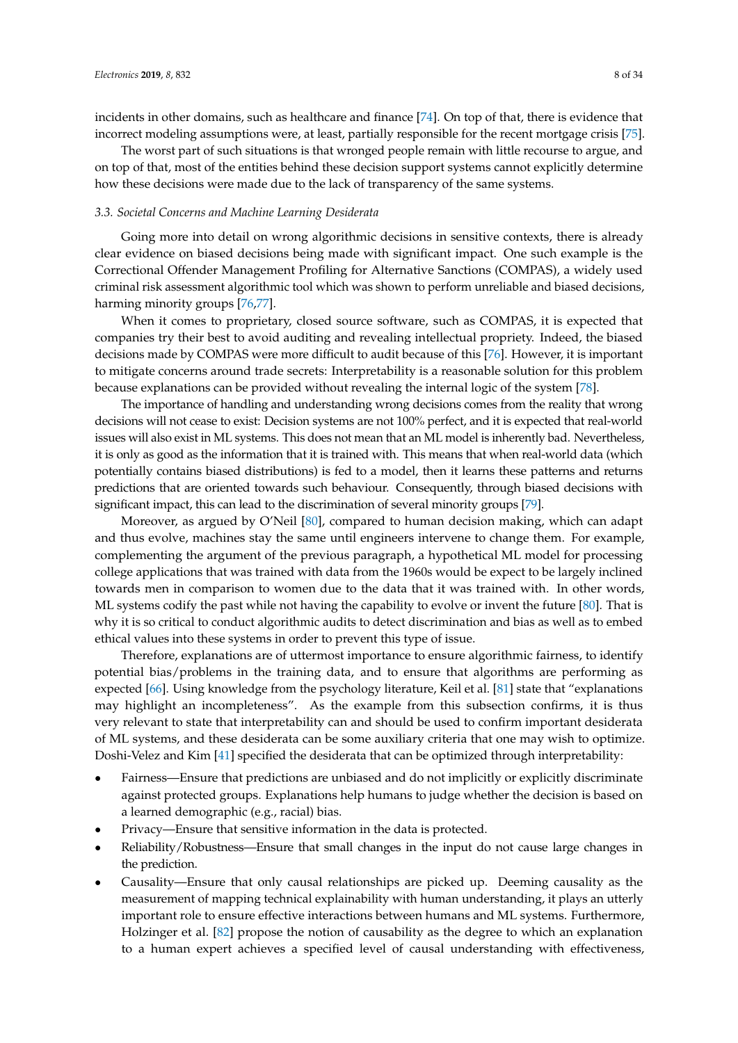incidents in other domains, such as healthcare and finance [74]. On top of that, there is evidence that incorrect modeling assumptions were, at least, partially responsible for the recent mortgage crisis [75].

The worst part of such situations is that wronged people remain with little recourse to argue, and on top of that, most of the entities behind these decision support systems cannot explicitly determine how these decisions were made due to the lack of transparency of the same systems.

### *3.3. Societal Concerns and Machine Learning Desiderata*

Going more into detail on wrong algorithmic decisions in sensitive contexts, there is already clear evidence on biased decisions being made with significant impact. One such example is the Correctional Offender Management Profiling for Alternative Sanctions (COMPAS), a widely used criminal risk assessment algorithmic tool which was shown to perform unreliable and biased decisions, harming minority groups [76,77].

When it comes to proprietary, closed source software, such as COMPAS, it is expected that companies try their best to avoid auditing and revealing intellectual propriety. Indeed, the biased decisions made by COMPAS were more difficult to audit because of this [76]. However, it is important to mitigate concerns around trade secrets: Interpretability is a reasonable solution for this problem because explanations can be provided without revealing the internal logic of the system [78].

The importance of handling and understanding wrong decisions comes from the reality that wrong decisions will not cease to exist: Decision systems are not 100% perfect, and it is expected that real-world issues will also exist in ML systems. This does not mean that an ML model is inherently bad. Nevertheless, it is only as good as the information that it is trained with. This means that when real-world data (which potentially contains biased distributions) is fed to a model, then it learns these patterns and returns predictions that are oriented towards such behaviour. Consequently, through biased decisions with significant impact, this can lead to the discrimination of several minority groups [79].

Moreover, as argued by O'Neil [80], compared to human decision making, which can adapt and thus evolve, machines stay the same until engineers intervene to change them. For example, complementing the argument of the previous paragraph, a hypothetical ML model for processing college applications that was trained with data from the 1960s would be expect to be largely inclined towards men in comparison to women due to the data that it was trained with. In other words, ML systems codify the past while not having the capability to evolve or invent the future [80]. That is why it is so critical to conduct algorithmic audits to detect discrimination and bias as well as to embed ethical values into these systems in order to prevent this type of issue.

Therefore, explanations are of uttermost importance to ensure algorithmic fairness, to identify potential bias/problems in the training data, and to ensure that algorithms are performing as expected [66]. Using knowledge from the psychology literature, Keil et al. [81] state that "explanations may highlight an incompleteness". As the example from this subsection confirms, it is thus very relevant to state that interpretability can and should be used to confirm important desiderata of ML systems, and these desiderata can be some auxiliary criteria that one may wish to optimize. Doshi-Velez and Kim [41] specified the desiderata that can be optimized through interpretability:

- Fairness—Ensure that predictions are unbiased and do not implicitly or explicitly discriminate against protected groups. Explanations help humans to judge whether the decision is based on a learned demographic (e.g., racial) bias.
- Privacy—Ensure that sensitive information in the data is protected.
- Reliability/Robustness—Ensure that small changes in the input do not cause large changes in the prediction.
- Causality—Ensure that only causal relationships are picked up. Deeming causality as the measurement of mapping technical explainability with human understanding, it plays an utterly important role to ensure effective interactions between humans and ML systems. Furthermore, Holzinger et al. [82] propose the notion of causability as the degree to which an explanation to a human expert achieves a specified level of causal understanding with effectiveness,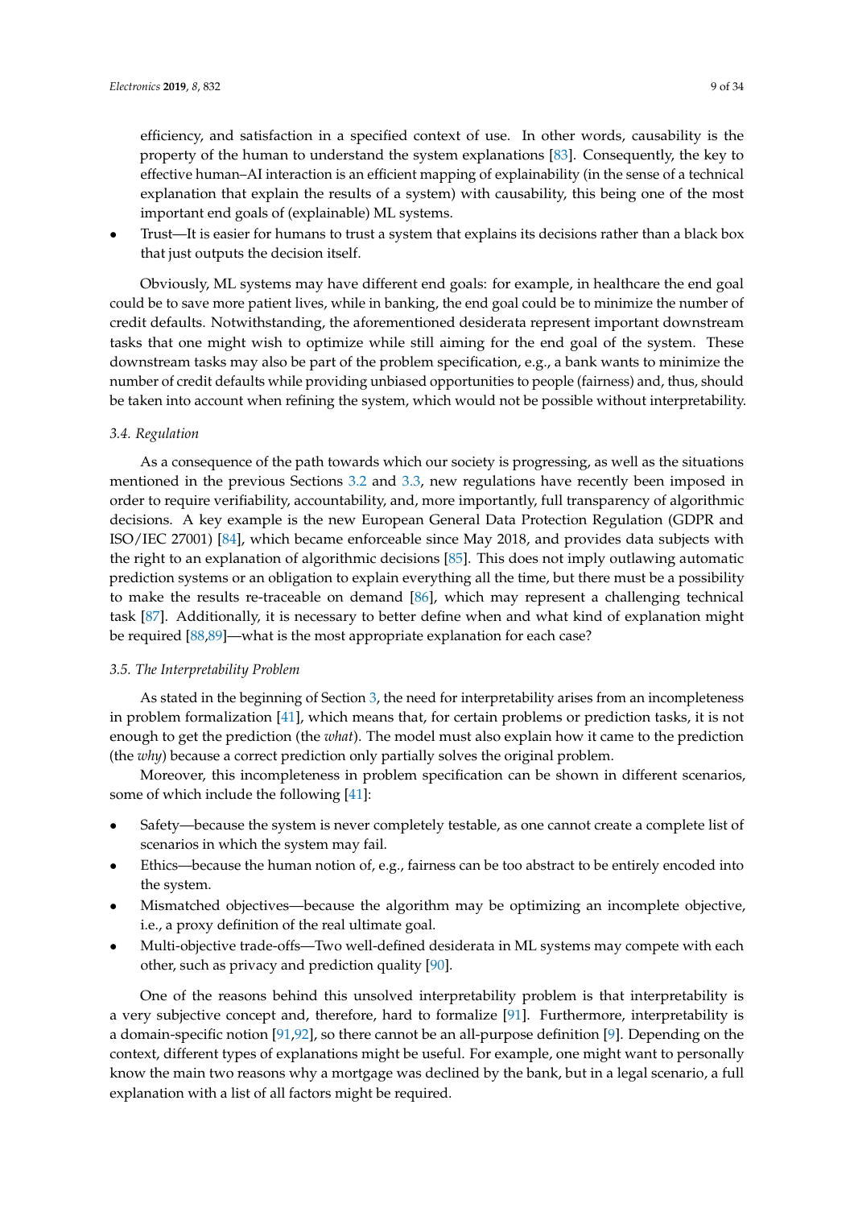efficiency, and satisfaction in a specified context of use. In other words, causability is the property of the human to understand the system explanations [83]. Consequently, the key to effective human–AI interaction is an efficient mapping of explainability (in the sense of a technical explanation that explain the results of a system) with causability, this being one of the most important end goals of (explainable) ML systems.

- Trust—It is easier for humans to trust a system that explains its decisions rather than a black box that just outputs the decision itself.

Obviously, ML systems may have different end goals: for example, in healthcare the end goal could be to save more patient lives, while in banking, the end goal could be to minimize the number of credit defaults. Notwithstanding, the aforementioned desiderata represent important downstream tasks that one might wish to optimize while still aiming for the end goal of the system. These downstream tasks may also be part of the problem specification, e.g., a bank wants to minimize the number of credit defaults while providing unbiased opportunities to people (fairness) and, thus, should be taken into account when refining the system, which would not be possible without interpretability.

### 3.4. Regulation

As a consequence of the path towards which our society is progressing, as well as the situations mentioned in the previous Sections 3.2 and 3.3, new regulations have recently been imposed in order to require verifiability, accountability, and, more importantly, full transparency of algorithmic decisions. A key example is the new European General Data Protection Regulation (GDPR and ISO/IEC 27001) [84], which became enforceable since May 2018, and provides data subjects with the right to an explanation of algorithmic decisions [85]. This does not imply outlawing automatic prediction systems or an obligation to explain everything all the time, but there must be a possibility to make the results re-traceable on demand [86], which may represent a challenging technical task [87]. Additionally, it is necessary to better define when and what kind of explanation might be required [88,89]—what is the most appropriate explanation for each case?

### 3.5. The Interpretability Problem

As stated in the beginning of Section 3, the need for interpretability arises from an incompleteness in problem formalization [41], which means that, for certain problems or prediction tasks, it is not enough to get the prediction (the *what*). The model must also explain how it came to the prediction (the *why*) because a correct prediction only partially solves the original problem.

Moreover, this incompleteness in problem specification can be shown in different scenarios, some of which include the following [41]:

- Safety—because the system is never completely testable, as one cannot create a complete list of scenarios in which the system may fail.
- Ethics—because the human notion of, e.g., fairness can be too abstract to be entirely encoded into the system.
- Mismatched objectives—because the algorithm may be optimizing an incomplete objective, i.e., a proxy definition of the real ultimate goal.
- Multi-objective trade-offs—Two well-defined desiderata in ML systems may compete with each other, such as privacy and prediction quality [90].

One of the reasons behind this unsolved interpretability problem is that interpretability is a very subjective concept and, therefore, hard to formalize [91]. Furthermore, interpretability is a domain-specific notion [91,92], so there cannot be an all-purpose definition [9]. Depending on the context, different types of explanations might be useful. For example, one might want to personally know the main two reasons why a mortgage was declined by the bank, but in a legal scenario, a full explanation with a list of all factors might be required.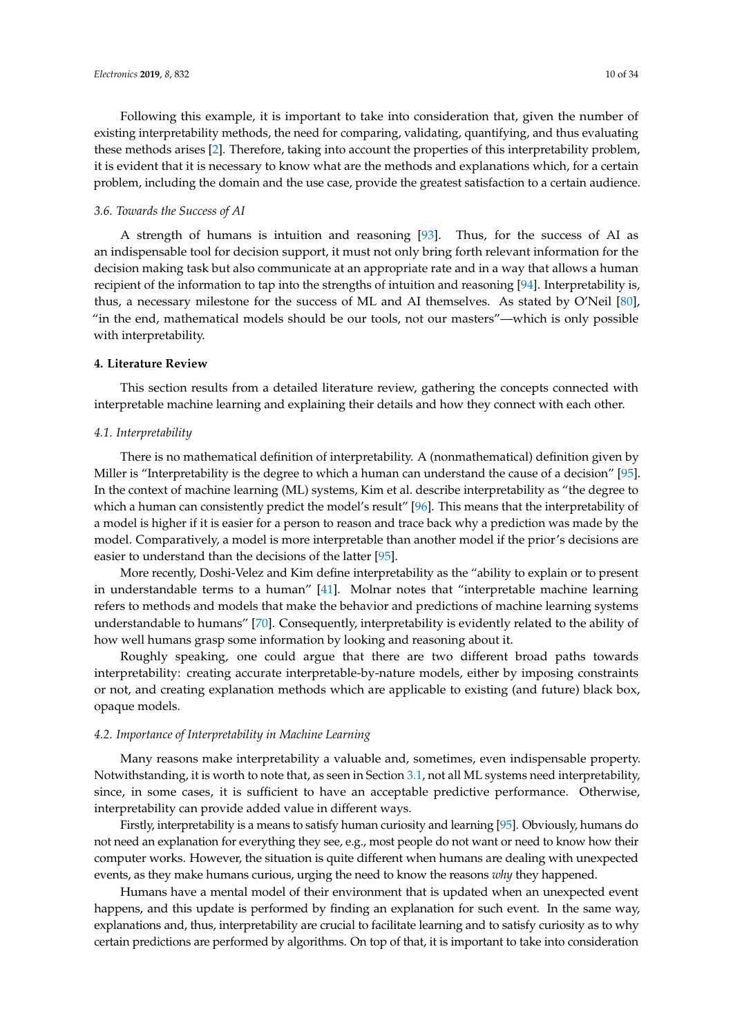Following this example, it is important to take into consideration that, given the number of existing interpretability methods, the need for comparing, validating, quantifying, and thus evaluating these methods arises [2]. Therefore, taking into account the properties of this interpretability problem, it is evident that it is necessary to know what are the methods and explanations which, for a certain problem, including the domain and the use case, provide the greatest satisfaction to a certain audience.

### *3.6. Towards the Success of AI*

A strength of humans is intuition and reasoning [93]. Thus, for the success of AI as an indispensable tool for decision support, it must not only bring forth relevant information for the decision making task but also communicate at an appropriate rate and in a way that allows a human recipient of the information to tap into the strengths of intuition and reasoning [94]. Interpretability is, thus, a necessary milestone for the success of ML and AI themselves. As stated by O'Neil [80], "in the end, mathematical models should be our tools, not our masters"—which is only possible with interpretability.

## **4. Literature Review**

This section results from a detailed literature review, gathering the concepts connected with interpretable machine learning and explaining their details and how they connect with each other.

### *4.1. Interpretability*

There is no mathematical definition of interpretability. A (nonmathematical) definition given by Miller is "Interpretability is the degree to which a human can understand the cause of a decision" [95]. In the context of machine learning (ML) systems, Kim et al. describe interpretability as "the degree to which a human can consistently predict the model's result" [96]. This means that the interpretability of a model is higher if it is easier for a person to reason and trace back why a prediction was made by the model. Comparatively, a model is more interpretable than another model if the prior's decisions are easier to understand than the decisions of the latter [95].

More recently, Doshi-Velez and Kim define interpretability as the "ability to explain or to present in understandable terms to a human" [41]. Molnar notes that "interpretable machine learning refers to methods and models that make the behavior and predictions of machine learning systems understandable to humans" [70]. Consequently, interpretability is evidently related to the ability of how well humans grasp some information by looking and reasoning about it.

Roughly speaking, one could argue that there are two different broad paths towards interpretability: creating accurate interpretable-by-nature models, either by imposing constraints or not, and creating explanation methods which are applicable to existing (and future) black box, opaque models.

### *4.2. Importance of Interpretability in Machine Learning*

Many reasons make interpretability a valuable and, sometimes, even indispensable property. Notwithstanding, it is worth to note that, as seen in Section 3.1, not all ML systems need interpretability, since, in some cases, it is sufficient to have an acceptable predictive performance. Otherwise, interpretability can provide added value in different ways.

Firstly, interpretability is a means to satisfy human curiosity and learning [95]. Obviously, humans do not need an explanation for everything they see, e.g., most people do not want or need to know how their computer works. However, the situation is quite different when humans are dealing with unexpected events, as they make humans curious, urging the need to know the reasons *why* they happened.

Humans have a mental model of their environment that is updated when an unexpected event happens, and this update is performed by finding an explanation for such event. In the same way, explanations and, thus, interpretability are crucial to facilitate learning and to satisfy curiosity as to why certain predictions are performed by algorithms. On top of that, it is important to take into consideration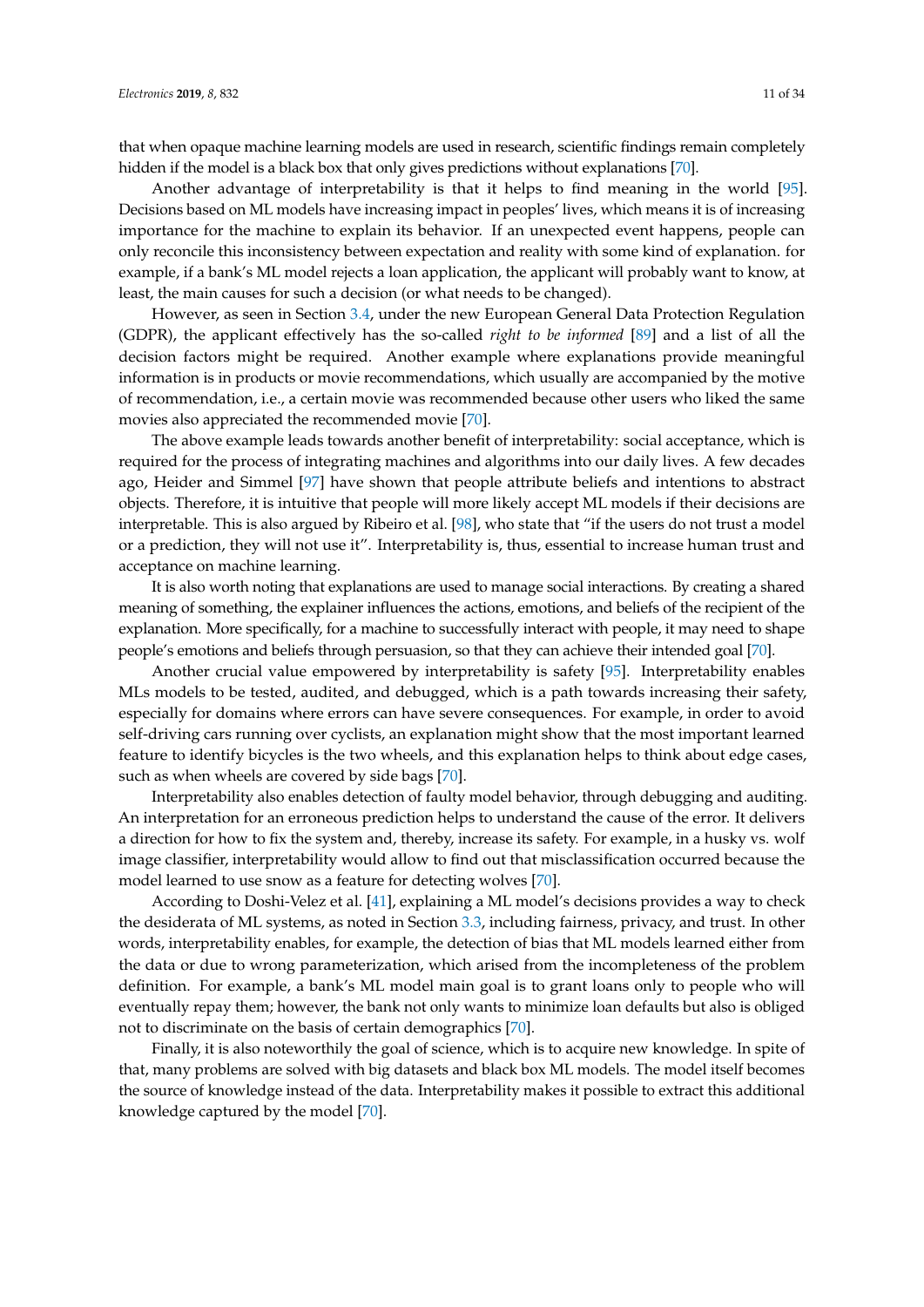that when opaque machine learning models are used in research, scientific findings remain completely hidden if the model is a black box that only gives predictions without explanations [70].

Another advantage of interpretability is that it helps to find meaning in the world [95]. Decisions based on ML models have increasing impact in peoples' lives, which means it is of increasing importance for the machine to explain its behavior. If an unexpected event happens, people can only reconcile this inconsistency between expectation and reality with some kind of explanation. for example, if a bank's ML model rejects a loan application, the applicant will probably want to know, at least, the main causes for such a decision (or what needs to be changed).

However, as seen in Section 3.4, under the new European General Data Protection Regulation (GDPR), the applicant effectively has the so-called *right to be informed* [89] and a list of all the decision factors might be required. Another example where explanations provide meaningful information is in products or movie recommendations, which usually are accompanied by the motive of recommendation, i.e., a certain movie was recommended because other users who liked the same movies also appreciated the recommended movie [70].

The above example leads towards another benefit of interpretability: social acceptance, which is required for the process of integrating machines and algorithms into our daily lives. A few decades ago, Heider and Simmel [97] have shown that people attribute beliefs and intentions to abstract objects. Therefore, it is intuitive that people will more likely accept ML models if their decisions are interpretable. This is also argued by Ribeiro et al. [98], who state that "if the users do not trust a model or a prediction, they will not use it". Interpretability is, thus, essential to increase human trust and acceptance on machine learning.

It is also worth noting that explanations are used to manage social interactions. By creating a shared meaning of something, the explainer influences the actions, emotions, and beliefs of the recipient of the explanation. More specifically, for a machine to successfully interact with people, it may need to shape people's emotions and beliefs through persuasion, so that they can achieve their intended goal [70].

Another crucial value empowered by interpretability is safety [95]. Interpretability enables MLs models to be tested, audited, and debugged, which is a path towards increasing their safety, especially for domains where errors can have severe consequences. For example, in order to avoid self-driving cars running over cyclists, an explanation might show that the most important learned feature to identify bicycles is the two wheels, and this explanation helps to think about edge cases, such as when wheels are covered by side bags [70].

Interpretability also enables detection of faulty model behavior, through debugging and auditing. An interpretation for an erroneous prediction helps to understand the cause of the error. It delivers a direction for how to fix the system and, thereby, increase its safety. For example, in a husky vs. wolf image classifier, interpretability would allow to find out that misclassification occurred because the model learned to use snow as a feature for detecting wolves [70].

According to Doshi-Velez et al. [41], explaining a ML model's decisions provides a way to check the desiderata of ML systems, as noted in Section 3.3, including fairness, privacy, and trust. In other words, interpretability enables, for example, the detection of bias that ML models learned either from the data or due to wrong parameterization, which arised from the incompleteness of the problem definition. For example, a bank's ML model main goal is to grant loans only to people who will eventually repay them; however, the bank not only wants to minimize loan defaults but also is obliged not to discriminate on the basis of certain demographics [70].

Finally, it is also noteworthily the goal of science, which is to acquire new knowledge. In spite of that, many problems are solved with big datasets and black box ML models. The model itself becomes the source of knowledge instead of the data. Interpretability makes it possible to extract this additional knowledge captured by the model [70].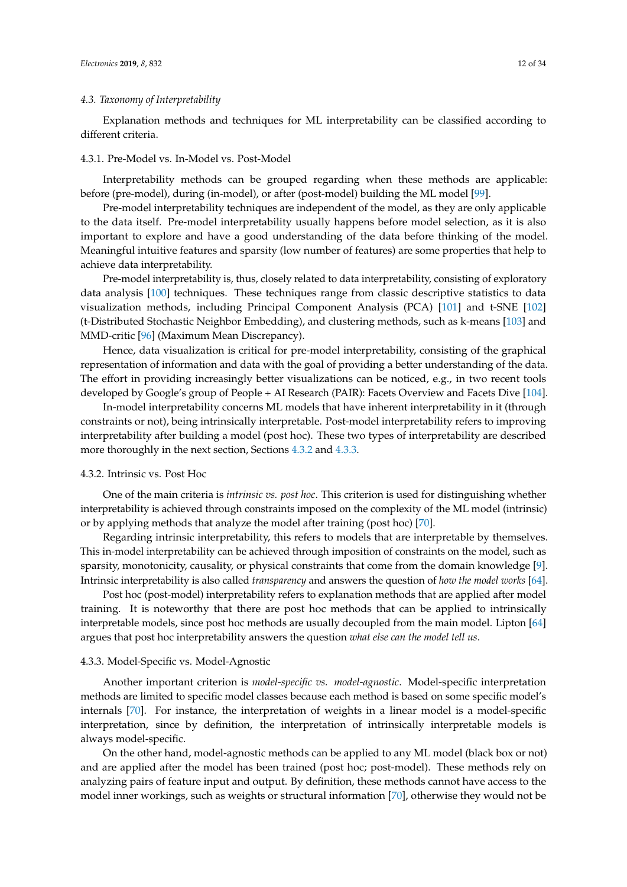### 4.3. Taxonomy of Interpretability

Explanation methods and techniques for ML interpretability can be classified according to different criteria.

#### 4.3.1. Pre-Model vs. In-Model vs. Post-Model

Interpretability methods can be grouped regarding when these methods are applicable: before (pre-model), during (in-model), or after (post-model) building the ML model [99].

Pre-model interpretability techniques are independent of the model, as they are only applicable to the data itself. Pre-model interpretability usually happens before model selection, as it is also important to explore and have a good understanding of the data before thinking of the model. Meaningful intuitive features and sparsity (low number of features) are some properties that help to achieve data interpretability.

Pre-model interpretability is, thus, closely related to data interpretability, consisting of exploratory data analysis [100] techniques. These techniques range from classic descriptive statistics to data visualization methods, including Principal Component Analysis (PCA) [101] and t-SNE [102] (t-Distributed Stochastic Neighbor Embedding), and clustering methods, such as k-means [103] and MMD-critic [96] (Maximum Mean Discrepancy).

Hence, data visualization is critical for pre-model interpretability, consisting of the graphical representation of information and data with the goal of providing a better understanding of the data. The effort in providing increasingly better visualizations can be noticed, e.g., in two recent tools developed by Google's group of People + AI Research (PAIR): Facets Overview and Facets Dive [104].

In-model interpretability concerns ML models that have inherent interpretability in it (through constraints or not), being intrinsically interpretable. Post-model interpretability refers to improving interpretability after building a model (post hoc). These two types of interpretability are described more thoroughly in the next section, Sections 4.3.2 and 4.3.3.

#### 4.3.2. Intrinsic vs. Post Hoc

One of the main criteria is *intrinsic vs. post hoc*. This criterion is used for distinguishing whether interpretability is achieved through constraints imposed on the complexity of the ML model (intrinsic) or by applying methods that analyze the model after training (post hoc) [70].

Regarding intrinsic interpretability, this refers to models that are interpretable by themselves. This in-model interpretability can be achieved through imposition of constraints on the model, such as sparsity, monotonicity, causality, or physical constraints that come from the domain knowledge [9]. Intrinsic interpretability is also called *transparency* and answers the question of *how the model works* [64].

Post hoc (post-model) interpretability refers to explanation methods that are applied after model training. It is noteworthy that there are post hoc methods that can be applied to intrinsically interpretable models, since post hoc methods are usually decoupled from the main model. Lipton [64] argues that post hoc interpretability answers the question *what else can the model tell us*.

#### 4.3.3. Model-Specific vs. Model-Agnostic

Another important criterion is *model-specific vs. model-agnostic*. Model-specific interpretation methods are limited to specific model classes because each method is based on some specific model's internals [70]. For instance, the interpretation of weights in a linear model is a model-specific interpretation, since by definition, the interpretation of intrinsically interpretable models is always model-specific.

On the other hand, model-agnostic methods can be applied to any ML model (black box or not) and are applied after the model has been trained (post hoc; post-model). These methods rely on analyzing pairs of feature input and output. By definition, these methods cannot have access to the model inner workings, such as weights or structural information [70], otherwise they would not be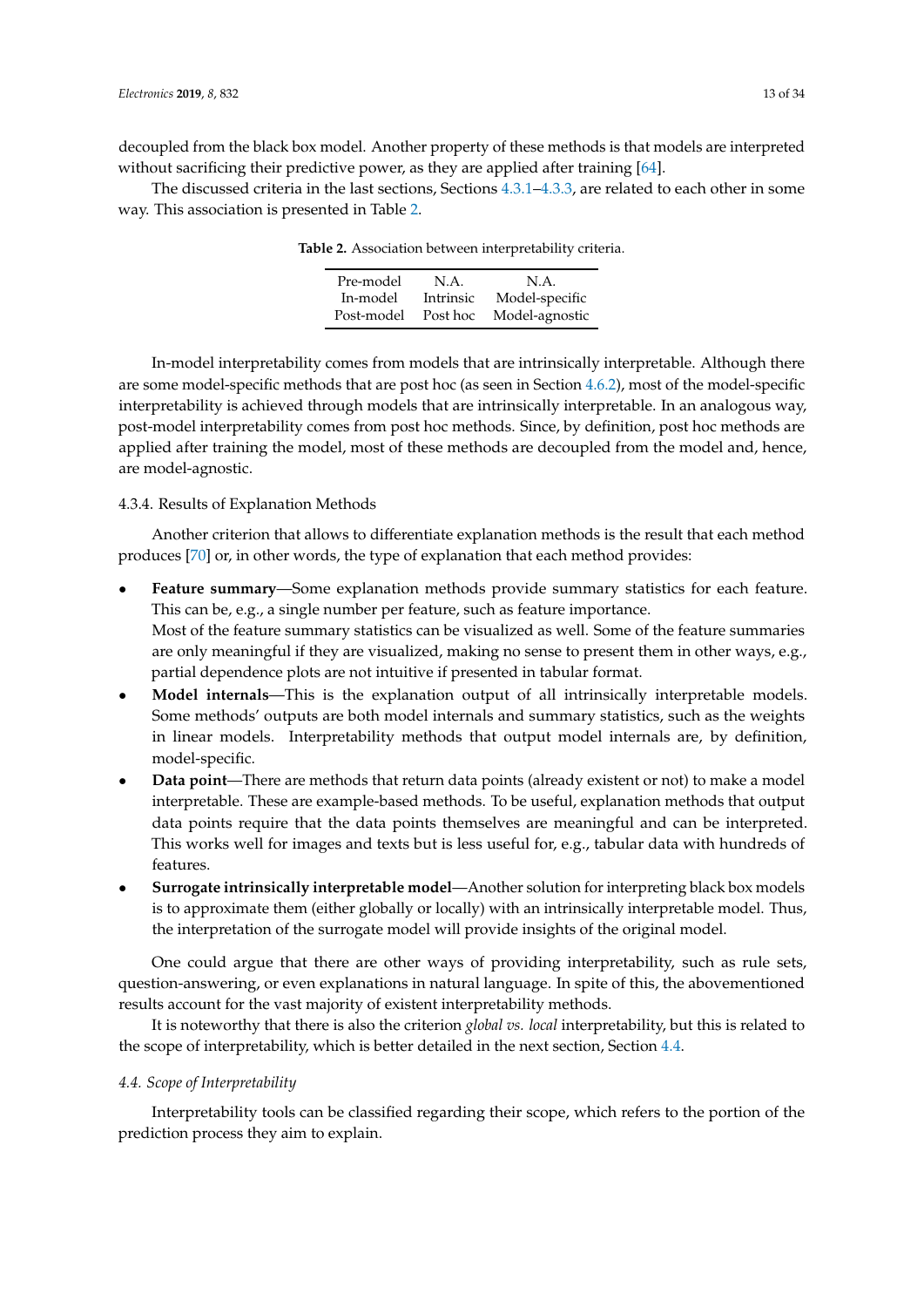decoupled from the black box model. Another property of these methods is that models are interpreted without sacrificing their predictive power, as they are applied after training [64].

The discussed criteria in the last sections, Sections 4.3.1–4.3.3, are related to each other in some way. This association is presented in Table 2.

**Table 2.** Association between interpretability criteria.

| | | |
|---|---|---|
| Pre-model | N.A. | N.A. |
| In-model | Intrinsic | Model-specific |
| Post-model | Post hoc | Model-agnostic |

In-model interpretability comes from models that are intrinsically interpretable. Although there are some model-specific methods that are post hoc (as seen in Section 4.6.2), most of the model-specific interpretability is achieved through models that are intrinsically interpretable. In an analogous way, post-model interpretability comes from post hoc methods. Since, by definition, post hoc methods are applied after training the model, most of these methods are decoupled from the model and, hence, are model-agnostic.

#### 4.3.4. Results of Explanation Methods

Another criterion that allows to differentiate explanation methods is the result that each method produces [70] or, in other words, the type of explanation that each method provides:

- **Feature summary**—Some explanation methods provide summary statistics for each feature. This can be, e.g., a single number per feature, such as feature importance.
  Most of the feature summary statistics can be visualized as well. Some of the feature summaries are only meaningful if they are visualized, making no sense to present them in other ways, e.g., partial dependence plots are not intuitive if presented in tabular format.
- **Model internals**—This is the explanation output of all intrinsically interpretable models. Some methods' outputs are both model internals and summary statistics, such as the weights in linear models. Interpretability methods that output model internals are, by definition, model-specific.
- **Data point**—There are methods that return data points (already existent or not) to make a model interpretable. These are example-based methods. To be useful, explanation methods that output data points require that the data points themselves are meaningful and can be interpreted. This works well for images and texts but is less useful for, e.g., tabular data with hundreds of features.
- **Surrogate intrinsically interpretable model**—Another solution for interpreting black box models is to approximate them (either globally or locally) with an intrinsically interpretable model. Thus, the interpretation of the surrogate model will provide insights of the original model.

One could argue that there are other ways of providing interpretability, such as rule sets, question-answering, or even explanations in natural language. In spite of this, the abovementioned results account for the vast majority of existent interpretability methods.

It is noteworthy that there is also the criterion *global vs. local* interpretability, but this is related to the scope of interpretability, which is better detailed in the next section, Section 4.4.

### *4.4. Scope of Interpretability*

Interpretability tools can be classified regarding their scope, which refers to the portion of the prediction process they aim to explain.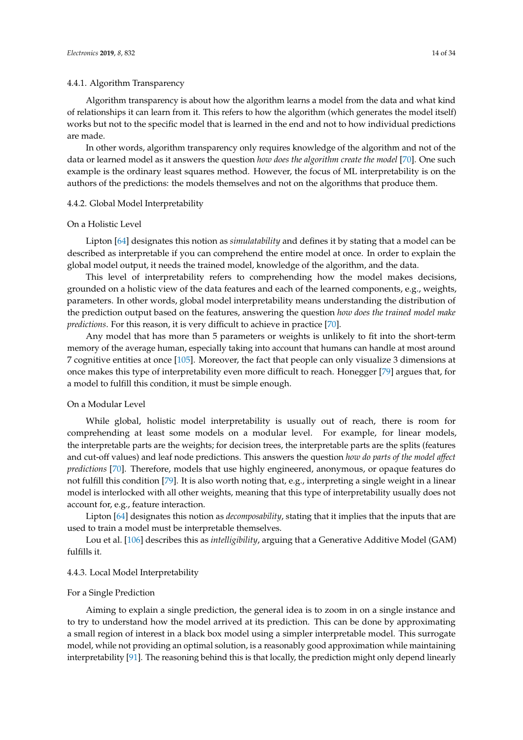#### 4.4.1. Algorithm Transparency

Algorithm transparency is about how the algorithm learns a model from the data and what kind of relationships it can learn from it. This refers to how the algorithm (which generates the model itself) works but not to the specific model that is learned in the end and not to how individual predictions are made.

In other words, algorithm transparency only requires knowledge of the algorithm and not of the data or learned model as it answers the question *how does the algorithm create the model* [70]. One such example is the ordinary least squares method. However, the focus of ML interpretability is on the authors of the predictions: the models themselves and not on the algorithms that produce them.

#### 4.4.2. Global Model Interpretability

On a Holistic Level

Lipton [64] designates this notion as *simulatability* and defines it by stating that a model can be described as interpretable if you can comprehend the entire model at once. In order to explain the global model output, it needs the trained model, knowledge of the algorithm, and the data.

This level of interpretability refers to comprehending how the model makes decisions, grounded on a holistic view of the data features and each of the learned components, e.g., weights, parameters. In other words, global model interpretability means understanding the distribution of the prediction output based on the features, answering the question *how does the trained model make predictions*. For this reason, it is very difficult to achieve in practice [70].

Any model that has more than 5 parameters or weights is unlikely to fit into the short-term memory of the average human, especially taking into account that humans can handle at most around 7 cognitive entities at once [105]. Moreover, the fact that people can only visualize 3 dimensions at once makes this type of interpretability even more difficult to reach. Honegger [79] argues that, for a model to fulfill this condition, it must be simple enough.

On a Modular Level

While global, holistic model interpretability is usually out of reach, there is room for comprehending at least some models on a modular level. For example, for linear models, the interpretable parts are the weights; for decision trees, the interpretable parts are the splits (features and cut-off values) and leaf node predictions. This answers the question *how do parts of the model affect predictions* [70]. Therefore, models that use highly engineered, anonymous, or opaque features do not fulfill this condition [79]. It is also worth noting that, e.g., interpreting a single weight in a linear model is interlocked with all other weights, meaning that this type of interpretability usually does not account for, e.g., feature interaction.

Lipton [64] designates this notion as *decomposability*, stating that it implies that the inputs that are used to train a model must be interpretable themselves.

Lou et al. [106] describes this as *intelligibility*, arguing that a Generative Additive Model (GAM) fulfills it.

#### 4.4.3. Local Model Interpretability

For a Single Prediction

Aiming to explain a single prediction, the general idea is to zoom in on a single instance and to try to understand how the model arrived at its prediction. This can be done by approximating a small region of interest in a black box model using a simpler interpretable model. This surrogate model, while not providing an optimal solution, is a reasonably good approximation while maintaining interpretability [91]. The reasoning behind this is that locally, the prediction might only depend linearly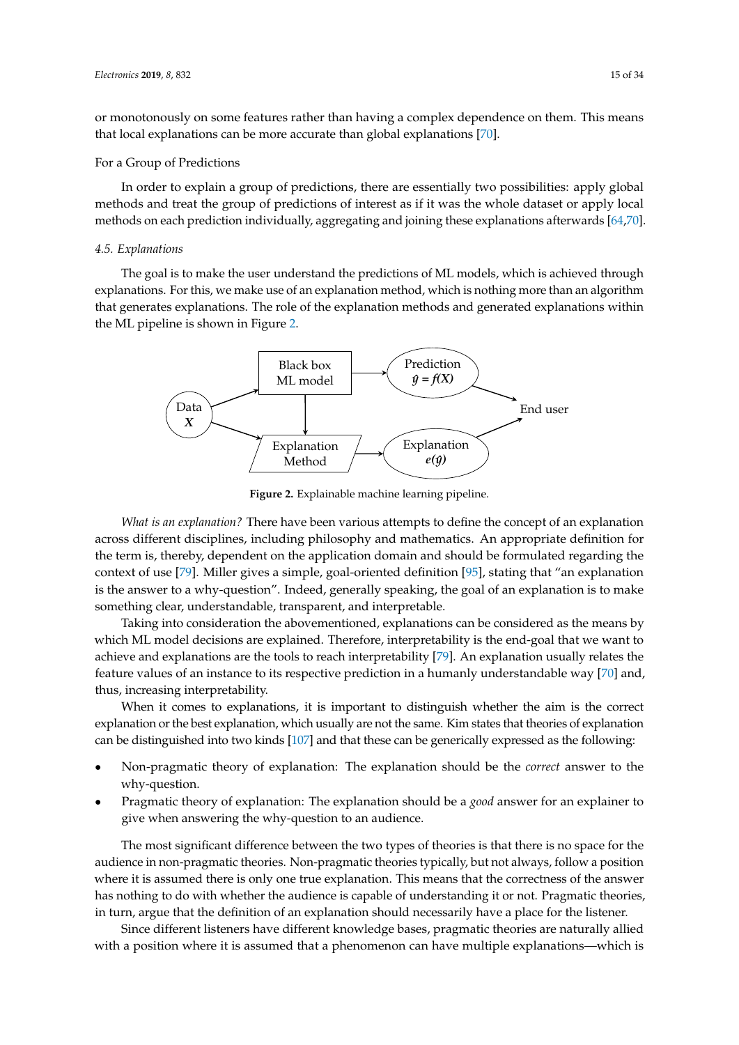or monotonously on some features rather than having a complex dependence on them. This means that local explanations can be more accurate than global explanations [70].

For a Group of Predictions

In order to explain a group of predictions, there are essentially two possibilities: apply global methods and treat the group of predictions of interest as if it was the whole dataset or apply local methods on each prediction individually, aggregating and joining these explanations afterwards [64,70].

### 4.5. Explanations

The goal is to make the user understand the predictions of ML models, which is achieved through explanations. For this, we make use of an explanation method, which is nothing more than an algorithm that generates explanations. The role of the explanation methods and generated explanations within the ML pipeline is shown in Figure 2.

Black box ML model

Prediction $\hat{y} = f(X)$

Data $X$

End user

Explanation Method

Explanation $e(\hat{y})$

**Figure 2.** Explainable machine learning pipeline.

*What is an explanation?* There have been various attempts to define the concept of an explanation across different disciplines, including philosophy and mathematics. An appropriate definition for the term is, thereby, dependent on the application domain and should be formulated regarding the context of use [79]. Miller gives a simple, goal-oriented definition [95], stating that "an explanation is the answer to a why-question". Indeed, generally speaking, the goal of an explanation is to make something clear, understandable, transparent, and interpretable.

Taking into consideration the abovementioned, explanations can be considered as the means by which ML model decisions are explained. Therefore, interpretability is the end-goal that we want to achieve and explanations are the tools to reach interpretability [79]. An explanation usually relates the feature values of an instance to its respective prediction in a humanly understandable way [70] and, thus, increasing interpretability.

When it comes to explanations, it is important to distinguish whether the aim is the correct explanation or the best explanation, which usually are not the same. Kim states that theories of explanation can be distinguished into two kinds [107] and that these can be generically expressed as the following:

- Non-pragmatic theory of explanation: The explanation should be the *correct* answer to the why-question.
- Pragmatic theory of explanation: The explanation should be a *good* answer for an explainer to give when answering the why-question to an audience.

The most significant difference between the two types of theories is that there is no space for the audience in non-pragmatic theories. Non-pragmatic theories typically, but not always, follow a position where it is assumed there is only one true explanation. This means that the correctness of the answer has nothing to do with whether the audience is capable of understanding it or not. Pragmatic theories, in turn, argue that the definition of an explanation should necessarily have a place for the listener.

Since different listeners have different knowledge bases, pragmatic theories are naturally allied with a position where it is assumed that a phenomenon can have multiple explanations—which is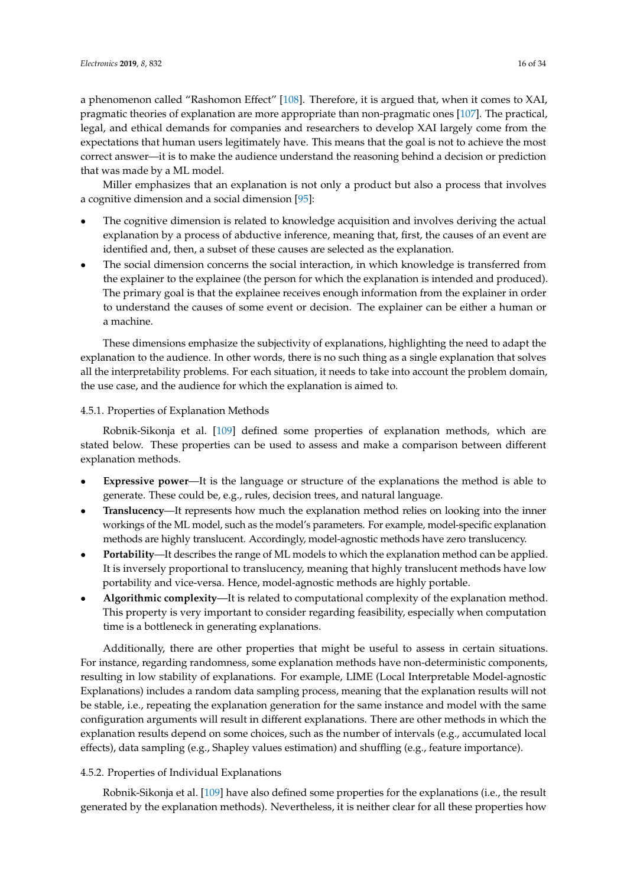a phenomenon called "Rashomon Effect" [108]. Therefore, it is argued that, when it comes to XAI, pragmatic theories of explanation are more appropriate than non-pragmatic ones [107]. The practical, legal, and ethical demands for companies and researchers to develop XAI largely come from the expectations that human users legitimately have. This means that the goal is not to achieve the most correct answer—it is to make the audience understand the reasoning behind a decision or prediction that was made by a ML model.

Miller emphasizes that an explanation is not only a product but also a process that involves a cognitive dimension and a social dimension [95]:

- The cognitive dimension is related to knowledge acquisition and involves deriving the actual explanation by a process of abductive inference, meaning that, first, the causes of an event are identified and, then, a subset of these causes are selected as the explanation.
- The social dimension concerns the social interaction, in which knowledge is transferred from the explainer to the explainee (the person for which the explanation is intended and produced). The primary goal is that the explainee receives enough information from the explainer in order to understand the causes of some event or decision. The explainer can be either a human or a machine.

These dimensions emphasize the subjectivity of explanations, highlighting the need to adapt the explanation to the audience. In other words, there is no such thing as a single explanation that solves all the interpretability problems. For each situation, it needs to take into account the problem domain, the use case, and the audience for which the explanation is aimed to.

#### 4.5.1. Properties of Explanation Methods

Robnik-Sikonja et al. [109] defined some properties of explanation methods, which are stated below. These properties can be used to assess and make a comparison between different explanation methods.

- **Expressive power**—It is the language or structure of the explanations the method is able to generate. These could be, e.g., rules, decision trees, and natural language.
- **Translucency**—It represents how much the explanation method relies on looking into the inner workings of the ML model, such as the model's parameters. For example, model-specific explanation methods are highly translucent. Accordingly, model-agnostic methods have zero translucency.
- **Portability**—It describes the range of ML models to which the explanation method can be applied. It is inversely proportional to translucency, meaning that highly translucent methods have low portability and vice-versa. Hence, model-agnostic methods are highly portable.
- **Algorithmic complexity**—It is related to computational complexity of the explanation method. This property is very important to consider regarding feasibility, especially when computation time is a bottleneck in generating explanations.

Additionally, there are other properties that might be useful to assess in certain situations. For instance, regarding randomness, some explanation methods have non-deterministic components, resulting in low stability of explanations. For example, LIME (Local Interpretable Model-agnostic Explanations) includes a random data sampling process, meaning that the explanation results will not be stable, i.e., repeating the explanation generation for the same instance and model with the same configuration arguments will result in different explanations. There are other methods in which the explanation results depend on some choices, such as the number of intervals (e.g., accumulated local effects), data sampling (e.g., Shapley values estimation) and shuffling (e.g., feature importance).

#### 4.5.2. Properties of Individual Explanations

Robnik-Sikonja et al. [109] have also defined some properties for the explanations (i.e., the result generated by the explanation methods). Nevertheless, it is neither clear for all these properties how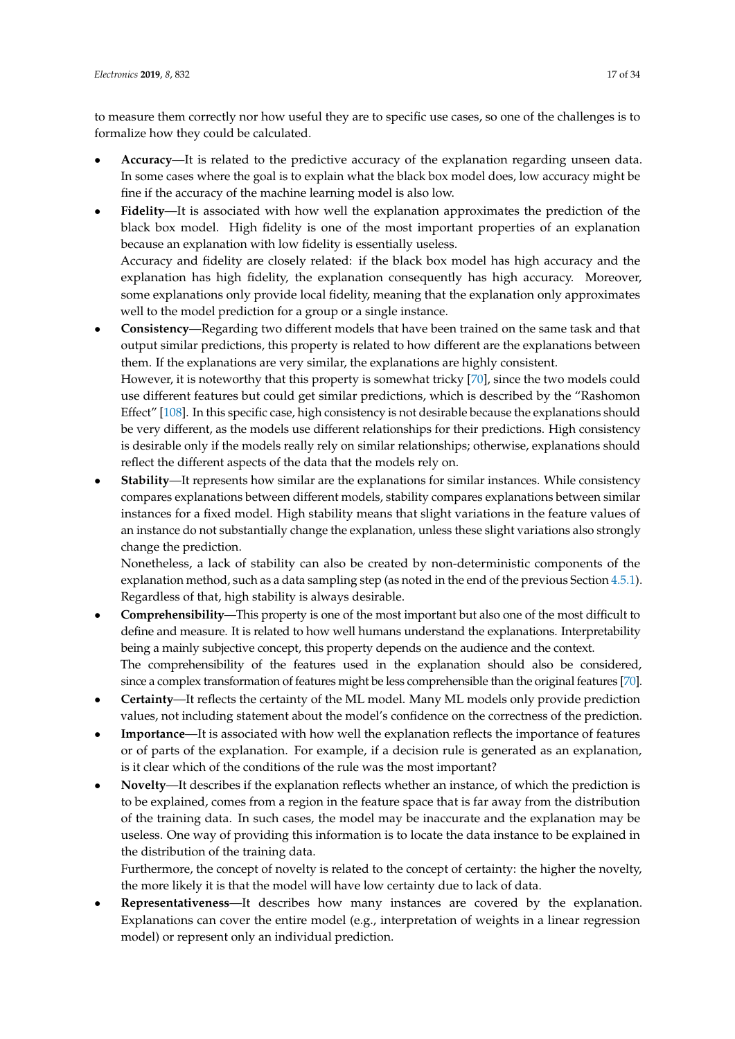to measure them correctly nor how useful they are to specific use cases, so one of the challenges is to formalize how they could be calculated.

- **Accuracy**—It is related to the predictive accuracy of the explanation regarding unseen data. In some cases where the goal is to explain what the black box model does, low accuracy might be fine if the accuracy of the machine learning model is also low.
- **Fidelity**—It is associated with how well the explanation approximates the prediction of the black box model. High fidelity is one of the most important properties of an explanation because an explanation with low fidelity is essentially useless.
  Accuracy and fidelity are closely related: if the black box model has high accuracy and the explanation has high fidelity, the explanation consequently has high accuracy. Moreover, some explanations only provide local fidelity, meaning that the explanation only approximates well to the model prediction for a group or a single instance.
- **Consistency**—Regarding two different models that have been trained on the same task and that output similar predictions, this property is related to how different are the explanations between them. If the explanations are very similar, the explanations are highly consistent.
  However, it is noteworthy that this property is somewhat tricky [70], since the two models could use different features but could get similar predictions, which is described by the "Rashomon Effect" [108]. In this specific case, high consistency is not desirable because the explanations should be very different, as the models use different relationships for their predictions. High consistency is desirable only if the models really rely on similar relationships; otherwise, explanations should reflect the different aspects of the data that the models rely on.
- **Stability**—It represents how similar are the explanations for similar instances. While consistency compares explanations between different models, stability compares explanations between similar instances for a fixed model. High stability means that slight variations in the feature values of an instance do not substantially change the explanation, unless these slight variations also strongly change the prediction.
  Nonetheless, a lack of stability can also be created by non-deterministic components of the explanation method, such as a data sampling step (as noted in the end of the previous Section 4.5.1). Regardless of that, high stability is always desirable.
- **Comprehensibility**—This property is one of the most important but also one of the most difficult to define and measure. It is related to how well humans understand the explanations. Interpretability being a mainly subjective concept, this property depends on the audience and the context.
  The comprehensibility of the features used in the explanation should also be considered, since a complex transformation of features might be less comprehensible than the original features [70].
- **Certainty**—It reflects the certainty of the ML model. Many ML models only provide prediction values, not including statement about the model's confidence on the correctness of the prediction.
- **Importance**—It is associated with how well the explanation reflects the importance of features or of parts of the explanation. For example, if a decision rule is generated as an explanation, is it clear which of the conditions of the rule was the most important?
- **Novelty**—It describes if the explanation reflects whether an instance, of which the prediction is to be explained, comes from a region in the feature space that is far away from the distribution of the training data. In such cases, the model may be inaccurate and the explanation may be useless. One way of providing this information is to locate the data instance to be explained in the distribution of the training data.
  Furthermore, the concept of novelty is related to the concept of certainty: the higher the novelty, the more likely it is that the model will have low certainty due to lack of data.
- **Representativeness**—It describes how many instances are covered by the explanation. Explanations can cover the entire model (e.g., interpretation of weights in a linear regression model) or represent only an individual prediction.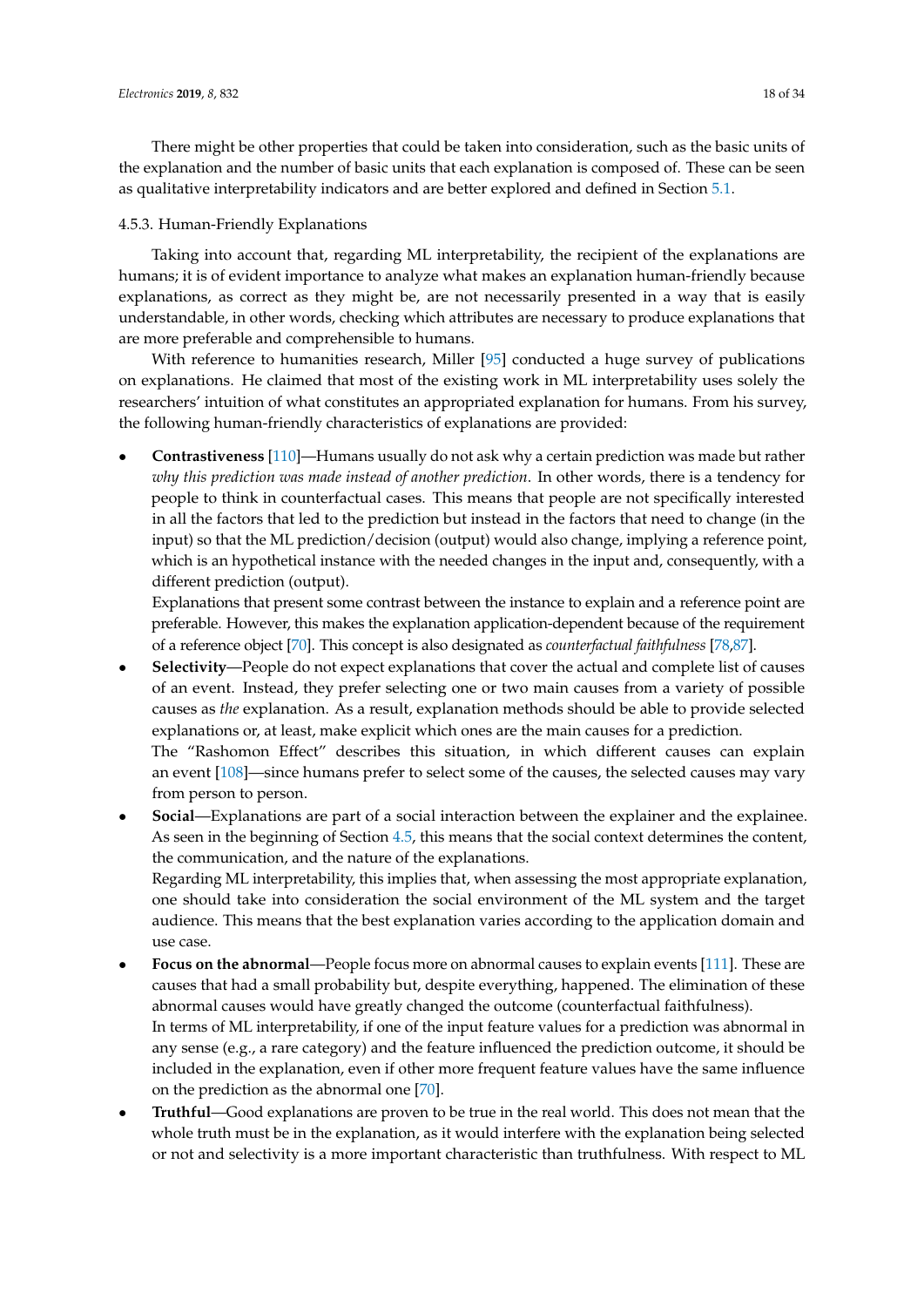There might be other properties that could be taken into consideration, such as the basic units of the explanation and the number of basic units that each explanation is composed of. These can be seen as qualitative interpretability indicators and are better explored and defined in Section 5.1.

#### 4.5.3. Human-Friendly Explanations

Taking into account that, regarding ML interpretability, the recipient of the explanations are humans; it is of evident importance to analyze what makes an explanation human-friendly because explanations, as correct as they might be, are not necessarily presented in a way that is easily understandable, in other words, checking which attributes are necessary to produce explanations that are more preferable and comprehensible to humans.

With reference to humanities research, Miller [95] conducted a huge survey of publications on explanations. He claimed that most of the existing work in ML interpretability uses solely the researchers' intuition of what constitutes an appropriated explanation for humans. From his survey, the following human-friendly characteristics of explanations are provided:

- **Contrastiveness** [110]—Humans usually do not ask why a certain prediction was made but rather *why this prediction was made instead of another prediction*. In other words, there is a tendency for people to think in counterfactual cases. This means that people are not specifically interested in all the factors that led to the prediction but instead in the factors that need to change (in the input) so that the ML prediction/decision (output) would also change, implying a reference point, which is an hypothetical instance with the needed changes in the input and, consequently, with a different prediction (output).
  Explanations that present some contrast between the instance to explain and a reference point are preferable. However, this makes the explanation application-dependent because of the requirement of a reference object [70]. This concept is also designated as *counterfactual faithfulness* [78,87].
- **Selectivity**—People do not expect explanations that cover the actual and complete list of causes of an event. Instead, they prefer selecting one or two main causes from a variety of possible causes as *the* explanation. As a result, explanation methods should be able to provide selected explanations or, at least, make explicit which ones are the main causes for a prediction.
  The "Rashomon Effect" describes this situation, in which different causes can explain an event [108]—since humans prefer to select some of the causes, the selected causes may vary from person to person.
- **Social**—Explanations are part of a social interaction between the explainer and the explainee. As seen in the beginning of Section 4.5, this means that the social context determines the content, the communication, and the nature of the explanations.
  Regarding ML interpretability, this implies that, when assessing the most appropriate explanation, one should take into consideration the social environment of the ML system and the target audience. This means that the best explanation varies according to the application domain and use case.
- **Focus on the abnormal**—People focus more on abnormal causes to explain events [111]. These are causes that had a small probability but, despite everything, happened. The elimination of these abnormal causes would have greatly changed the outcome (counterfactual faithfulness).
  In terms of ML interpretability, if one of the input feature values for a prediction was abnormal in any sense (e.g., a rare category) and the feature influenced the prediction outcome, it should be included in the explanation, even if other more frequent feature values have the same influence on the prediction as the abnormal one [70].
- **Truthful**—Good explanations are proven to be true in the real world. This does not mean that the whole truth must be in the explanation, as it would interfere with the explanation being selected or not and selectivity is a more important characteristic than truthfulness. With respect to ML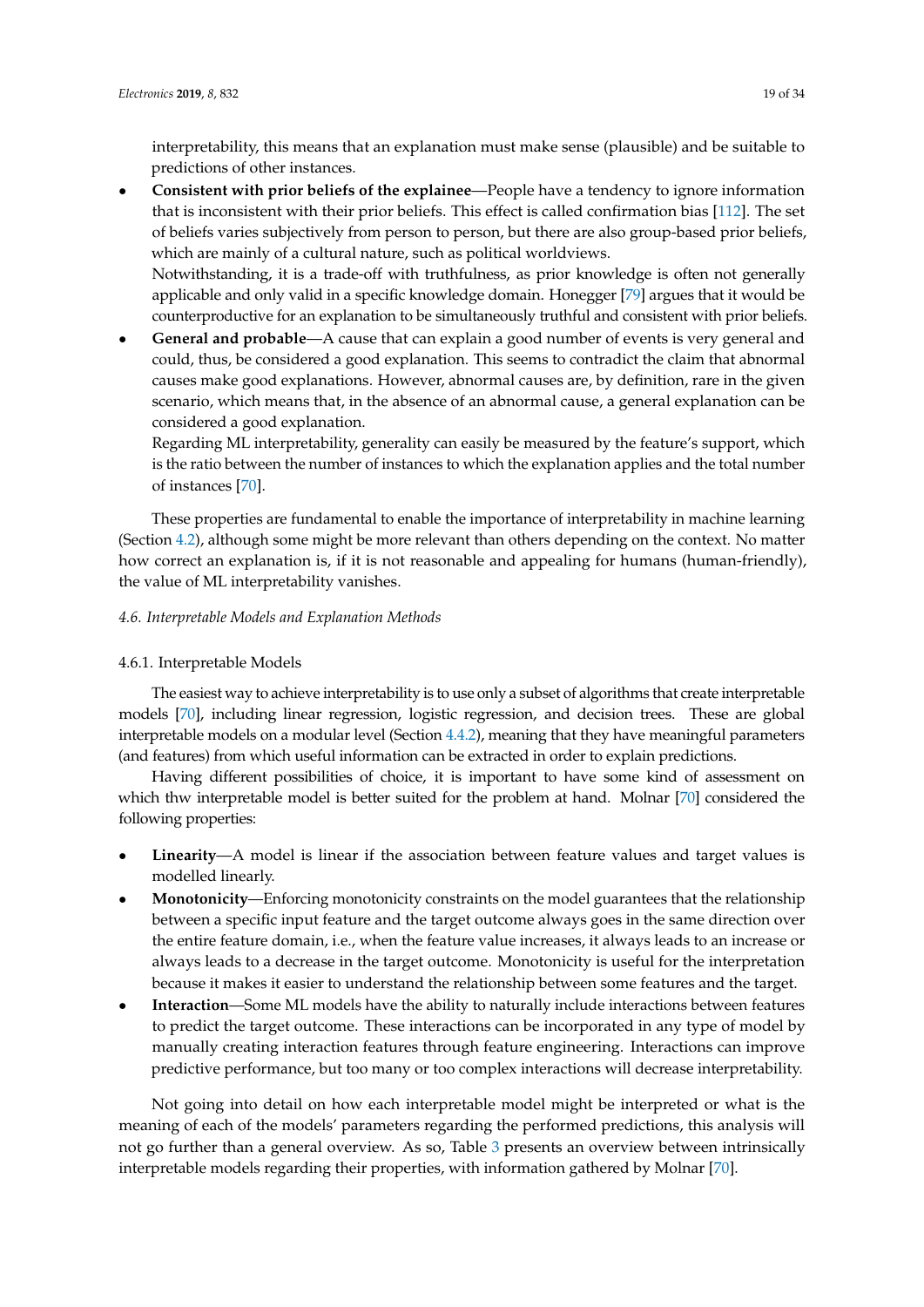interpretability, this means that an explanation must make sense (plausible) and be suitable to predictions of other instances.

- **Consistent with prior beliefs of the explainee**—People have a tendency to ignore information that is inconsistent with their prior beliefs. This effect is called confirmation bias [112]. The set of beliefs varies subjectively from person to person, but there are also group-based prior beliefs, which are mainly of a cultural nature, such as political worldviews.
  Notwithstanding, it is a trade-off with truthfulness, as prior knowledge is often not generally applicable and only valid in a specific knowledge domain. Honegger [79] argues that it would be counterproductive for an explanation to be simultaneously truthful and consistent with prior beliefs.
- **General and probable**—A cause that can explain a good number of events is very general and could, thus, be considered a good explanation. This seems to contradict the claim that abnormal causes make good explanations. However, abnormal causes are, by definition, rare in the given scenario, which means that, in the absence of an abnormal cause, a general explanation can be considered a good explanation.
  Regarding ML interpretability, generality can easily be measured by the feature's support, which is the ratio between the number of instances to which the explanation applies and the total number of instances [70].

These properties are fundamental to enable the importance of interpretability in machine learning (Section 4.2), although some might be more relevant than others depending on the context. No matter how correct an explanation is, if it is not reasonable and appealing for humans (human-friendly), the value of ML interpretability vanishes.

## 4.6. Interpretable Models and Explanation Methods

### 4.6.1. Interpretable Models

The easiest way to achieve interpretability is to use only a subset of algorithms that create interpretable models [70], including linear regression, logistic regression, and decision trees. These are global interpretable models on a modular level (Section 4.4.2), meaning that they have meaningful parameters (and features) from which useful information can be extracted in order to explain predictions.

Having different possibilities of choice, it is important to have some kind of assessment on which thw interpretable model is better suited for the problem at hand. Molnar [70] considered the following properties:

- **Linearity**—A model is linear if the association between feature values and target values is modelled linearly.
- **Monotonicity**—Enforcing monotonicity constraints on the model guarantees that the relationship between a specific input feature and the target outcome always goes in the same direction over the entire feature domain, i.e., when the feature value increases, it always leads to an increase or always leads to a decrease in the target outcome. Monotonicity is useful for the interpretation because it makes it easier to understand the relationship between some features and the target.
- **Interaction**—Some ML models have the ability to naturally include interactions between features to predict the target outcome. These interactions can be incorporated in any type of model by manually creating interaction features through feature engineering. Interactions can improve predictive performance, but too many or too complex interactions will decrease interpretability.

Not going into detail on how each interpretable model might be interpreted or what is the meaning of each of the models' parameters regarding the performed predictions, this analysis will not go further than a general overview. As so, Table 3 presents an overview between intrinsically interpretable models regarding their properties, with information gathered by Molnar [70].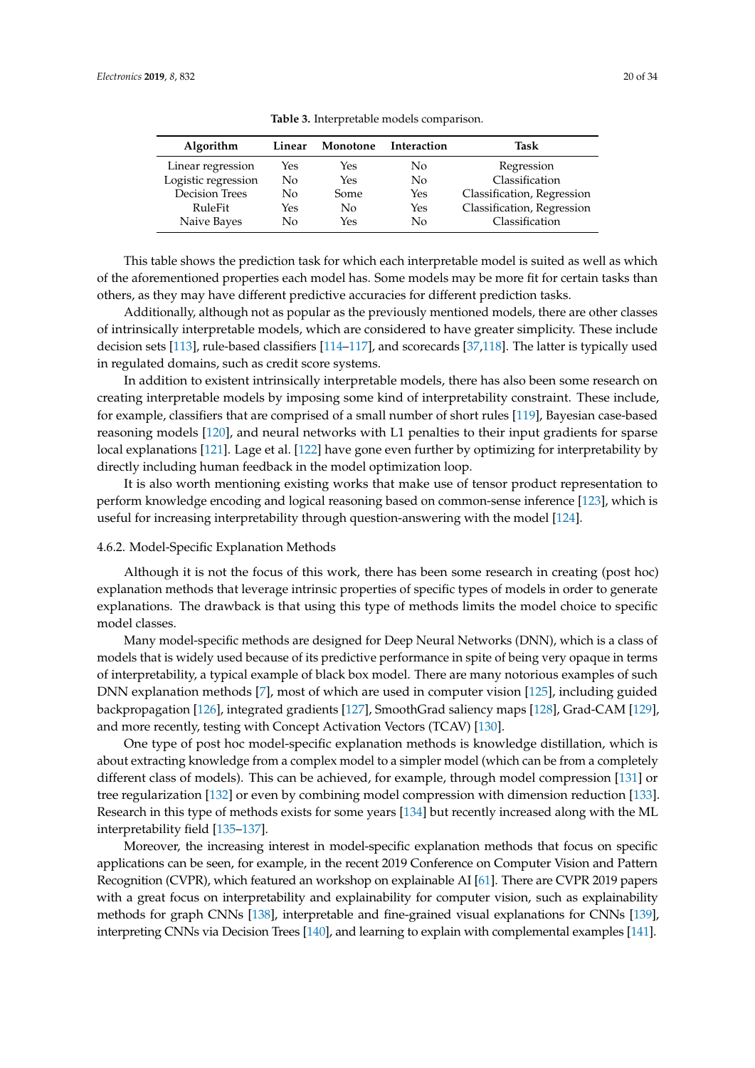**Table 3.** Interpretable models comparison.

| Algorithm | Linear | Monotone | Interaction | Task |
|---|---|---|---|---|
| Linear regression | Yes | Yes | No | Regression |
| Logistic regression | No | Yes | No | Classification |
| Decision Trees | No | Some | Yes | Classification, Regression |
| RuleFit | Yes | No | Yes | Classification, Regression |
| Naive Bayes | No | Yes | No | Classification |

This table shows the prediction task for which each interpretable model is suited as well as which of the aforementioned properties each model has. Some models may be more fit for certain tasks than others, as they may have different predictive accuracies for different prediction tasks.

Additionally, although not as popular as the previously mentioned models, there are other classes of intrinsically interpretable models, which are considered to have greater simplicity. These include decision sets [113], rule-based classifiers [114–117], and scorecards [37,118]. The latter is typically used in regulated domains, such as credit score systems.

In addition to existent intrinsically interpretable models, there has also been some research on creating interpretable models by imposing some kind of interpretability constraint. These include, for example, classifiers that are comprised of a small number of short rules [119], Bayesian case-based reasoning models [120], and neural networks with L1 penalties to their input gradients for sparse local explanations [121]. Lage et al. [122] have gone even further by optimizing for interpretability by directly including human feedback in the model optimization loop.

It is also worth mentioning existing works that make use of tensor product representation to perform knowledge encoding and logical reasoning based on common-sense inference [123], which is useful for increasing interpretability through question-answering with the model [124].

#### 4.6.2. Model-Specific Explanation Methods

Although it is not the focus of this work, there has been some research in creating (post hoc) explanation methods that leverage intrinsic properties of specific types of models in order to generate explanations. The drawback is that using this type of methods limits the model choice to specific model classes.

Many model-specific methods are designed for Deep Neural Networks (DNN), which is a class of models that is widely used because of its predictive performance in spite of being very opaque in terms of interpretability, a typical example of black box model. There are many notorious examples of such DNN explanation methods [7], most of which are used in computer vision [125], including guided backpropagation [126], integrated gradients [127], SmoothGrad saliency maps [128], Grad-CAM [129], and more recently, testing with Concept Activation Vectors (TCAV) [130].

One type of post hoc model-specific explanation methods is knowledge distillation, which is about extracting knowledge from a complex model to a simpler model (which can be from a completely different class of models). This can be achieved, for example, through model compression [131] or tree regularization [132] or even by combining model compression with dimension reduction [133]. Research in this type of methods exists for some years [134] but recently increased along with the ML interpretability field [135–137].

Moreover, the increasing interest in model-specific explanation methods that focus on specific applications can be seen, for example, in the recent 2019 Conference on Computer Vision and Pattern Recognition (CVPR), which featured an workshop on explainable AI [61]. There are CVPR 2019 papers with a great focus on interpretability and explainability for computer vision, such as explainability methods for graph CNNs [138], interpretable and fine-grained visual explanations for CNNs [139], interpreting CNNs via Decision Trees [140], and learning to explain with complemental examples [141].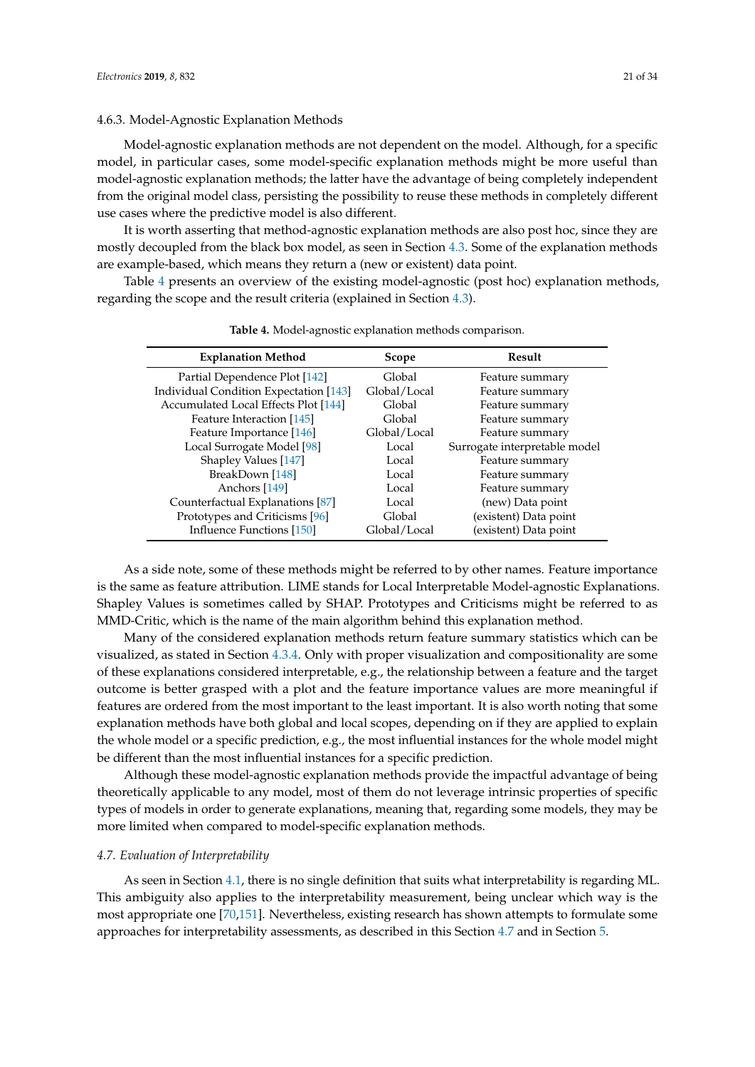#### 4.6.3. Model-Agnostic Explanation Methods

Model-agnostic explanation methods are not dependent on the model. Although, for a specific model, in particular cases, some model-specific explanation methods might be more useful than model-agnostic explanation methods; the latter have the advantage of being completely independent from the original model class, persisting the possibility to reuse these methods in completely different use cases where the predictive model is also different.

It is worth asserting that method-agnostic explanation methods are also post hoc, since they are mostly decoupled from the black box model, as seen in Section 4.3. Some of the explanation methods are example-based, which means they return a (new or existent) data point.

Table 4 presents an overview of the existing model-agnostic (post hoc) explanation methods, regarding the scope and the result criteria (explained in Section 4.3).

**Table 4.** Model-agnostic explanation methods comparison.

| Explanation Method | Scope | Result |
| --- | --- | --- |
| Partial Dependence Plot [142] | Global | Feature summary |
| Individual Condition Expectation [143] | Global/Local | Feature summary |
| Accumulated Local Effects Plot [144] | Global | Feature summary |
| Feature Interaction [145] | Global | Feature summary |
| Feature Importance [146] | Global/Local | Feature summary |
| Local Surrogate Model [98] | Local | Surrogate interpretable model |
| Shapley Values [147] | Local | Feature summary |
| BreakDown [148] | Local | Feature summary |
| Anchors [149] | Local | Feature summary |
| Counterfactual Explanations [87] | Local | (new) Data point |
| Prototypes and Criticisms [96] | Global | (existent) Data point |
| Influence Functions [150] | Global/Local | (existent) Data point |

As a side note, some of these methods might be referred to by other names. Feature importance is the same as feature attribution. LIME stands for Local Interpretable Model-agnostic Explanations. Shapley Values is sometimes called by SHAP. Prototypes and Criticisms might be referred to as MMD-Critic, which is the name of the main algorithm behind this explanation method.

Many of the considered explanation methods return feature summary statistics which can be visualized, as stated in Section 4.3.4. Only with proper visualization and compositionality are some of these explanations considered interpretable, e.g., the relationship between a feature and the target outcome is better grasped with a plot and the feature importance values are more meaningful if features are ordered from the most important to the least important. It is also worth noting that some explanation methods have both global and local scopes, depending on if they are applied to explain the whole model or a specific prediction, e.g., the most influential instances for the whole model might be different than the most influential instances for a specific prediction.

Although these model-agnostic explanation methods provide the impactful advantage of being theoretically applicable to any model, most of them do not leverage intrinsic properties of specific types of models in order to generate explanations, meaning that, regarding some models, they may be more limited when compared to model-specific explanation methods.

### *4.7. Evaluation of Interpretability*

As seen in Section 4.1, there is no single definition that suits what interpretability is regarding ML. This ambiguity also applies to the interpretability measurement, being unclear which way is the most appropriate one [70,151]. Nevertheless, existing research has shown attempts to formulate some approaches for interpretability assessments, as described in this Section 4.7 and in Section 5.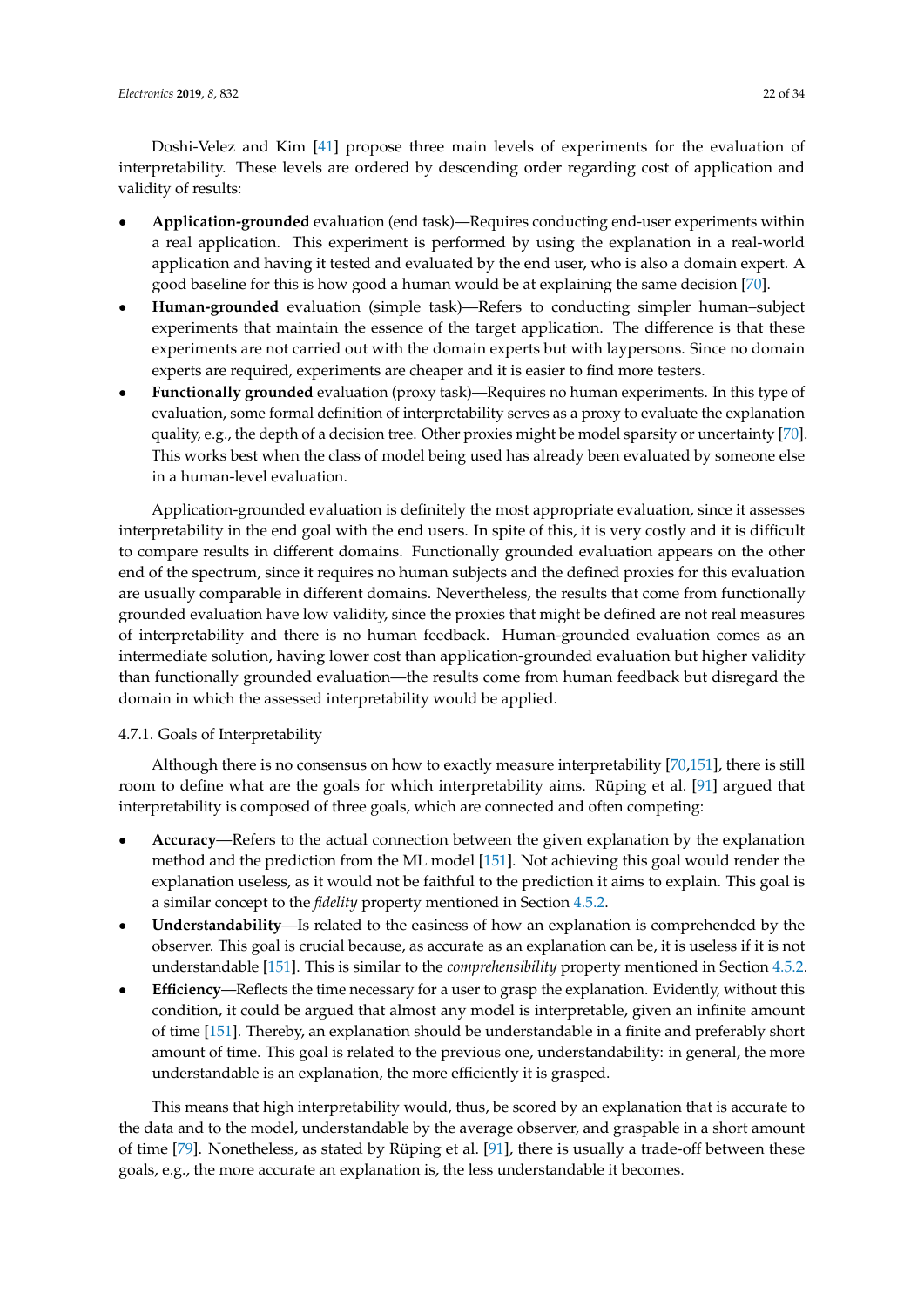Doshi-Velez and Kim [41] propose three main levels of experiments for the evaluation of interpretability. These levels are ordered by descending order regarding cost of application and validity of results:

- **Application-grounded** evaluation (end task)—Requires conducting end-user experiments within a real application. This experiment is performed by using the explanation in a real-world application and having it tested and evaluated by the end user, who is also a domain expert. A good baseline for this is how good a human would be at explaining the same decision [70].
- **Human-grounded** evaluation (simple task)—Refers to conducting simpler human–subject experiments that maintain the essence of the target application. The difference is that these experiments are not carried out with the domain experts but with laypersons. Since no domain experts are required, experiments are cheaper and it is easier to find more testers.
- **Functionally grounded** evaluation (proxy task)—Requires no human experiments. In this type of evaluation, some formal definition of interpretability serves as a proxy to evaluate the explanation quality, e.g., the depth of a decision tree. Other proxies might be model sparsity or uncertainty [70]. This works best when the class of model being used has already been evaluated by someone else in a human-level evaluation.

Application-grounded evaluation is definitely the most appropriate evaluation, since it assesses interpretability in the end goal with the end users. In spite of this, it is very costly and it is difficult to compare results in different domains. Functionally grounded evaluation appears on the other end of the spectrum, since it requires no human subjects and the defined proxies for this evaluation are usually comparable in different domains. Nevertheless, the results that come from functionally grounded evaluation have low validity, since the proxies that might be defined are not real measures of interpretability and there is no human feedback. Human-grounded evaluation comes as an intermediate solution, having lower cost than application-grounded evaluation but higher validity than functionally grounded evaluation—the results come from human feedback but disregard the domain in which the assessed interpretability would be applied.

### 4.7.1. Goals of Interpretability

Although there is no consensus on how to exactly measure interpretability [70,151], there is still room to define what are the goals for which interpretability aims. Rüping et al. [91] argued that interpretability is composed of three goals, which are connected and often competing:

- **Accuracy**—Refers to the actual connection between the given explanation by the explanation method and the prediction from the ML model [151]. Not achieving this goal would render the explanation useless, as it would not be faithful to the prediction it aims to explain. This goal is a similar concept to the *fidelity* property mentioned in Section 4.5.2.
- **Understandability**—Is related to the easiness of how an explanation is comprehended by the observer. This goal is crucial because, as accurate as an explanation can be, it is useless if it is not understandable [151]. This is similar to the *comprehensibility* property mentioned in Section 4.5.2.
- **Efficiency**—Reflects the time necessary for a user to grasp the explanation. Evidently, without this condition, it could be argued that almost any model is interpretable, given an infinite amount of time [151]. Thereby, an explanation should be understandable in a finite and preferably short amount of time. This goal is related to the previous one, understandability: in general, the more understandable is an explanation, the more efficiently it is grasped.

This means that high interpretability would, thus, be scored by an explanation that is accurate to the data and to the model, understandable by the average observer, and graspable in a short amount of time [79]. Nonetheless, as stated by Rüping et al. [91], there is usually a trade-off between these goals, e.g., the more accurate an explanation is, the less understandable it becomes.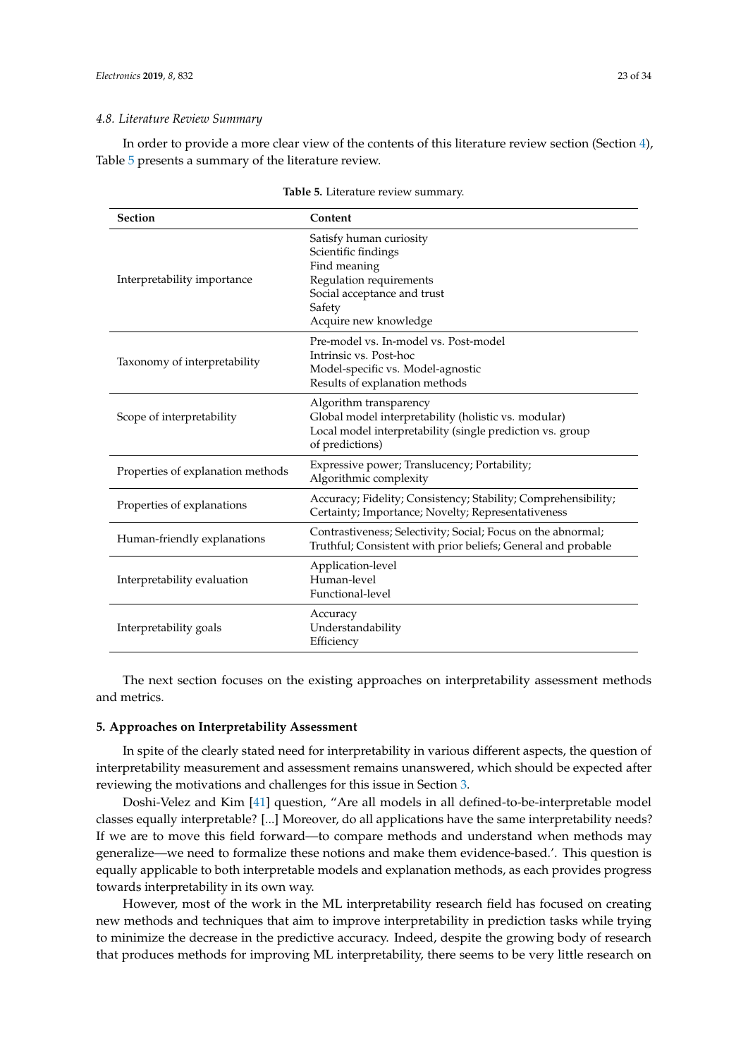### 4.8. Literature Review Summary

In order to provide a more clear view of the contents of this literature review section (Section 4), Table 5 presents a summary of the literature review.

**Table 5.** Literature review summary.

| Section | Content |
| --- | --- |
| Interpretability importance | Satisfy human curiosity<br>Scientific findings<br>Find meaning<br>Regulation requirements<br>Social acceptance and trust<br>Safety<br>Acquire new knowledge |
| Taxonomy of interpretability | Pre-model vs. In-model vs. Post-model<br>Intrinsic vs. Post-hoc<br>Model-specific vs. Model-agnostic<br>Results of explanation methods |
| Scope of interpretability | Algorithm transparency<br>Global model interpretability (holistic vs. modular)<br>Local model interpretability (single prediction vs. group of predictions) |
| Properties of explanation methods | Expressive power; Translucency; Portability; Algorithmic complexity |
| Properties of explanations | Accuracy; Fidelity; Consistency; Stability; Comprehensibility; Certainty; Importance; Novelty; Representativeness |
| Human-friendly explanations | Contrastiveness; Selectivity; Social; Focus on the abnormal; Truthful; Consistent with prior beliefs; General and probable |
| Interpretability evaluation | Application-level<br>Human-level<br>Functional-level |
| Interpretability goals | Accuracy<br>Understandability<br>Efficiency |

The next section focuses on the existing approaches on interpretability assessment methods and metrics.

## 5. Approaches on Interpretability Assessment

In spite of the clearly stated need for interpretability in various different aspects, the question of interpretability measurement and assessment remains unanswered, which should be expected after reviewing the motivations and challenges for this issue in Section 3.

Doshi-Velez and Kim [41] question, "Are all models in all defined-to-be-interpretable model classes equally interpretable? [...] Moreover, do all applications have the same interpretability needs? If we are to move this field forward—to compare methods and understand when methods may generalize—we need to formalize these notions and make them evidence-based.'. This question is equally applicable to both interpretable models and explanation methods, as each provides progress towards interpretability in its own way.

However, most of the work in the ML interpretability research field has focused on creating new methods and techniques that aim to improve interpretability in prediction tasks while trying to minimize the decrease in the predictive accuracy. Indeed, despite the growing body of research that produces methods for improving ML interpretability, there seems to be very little research on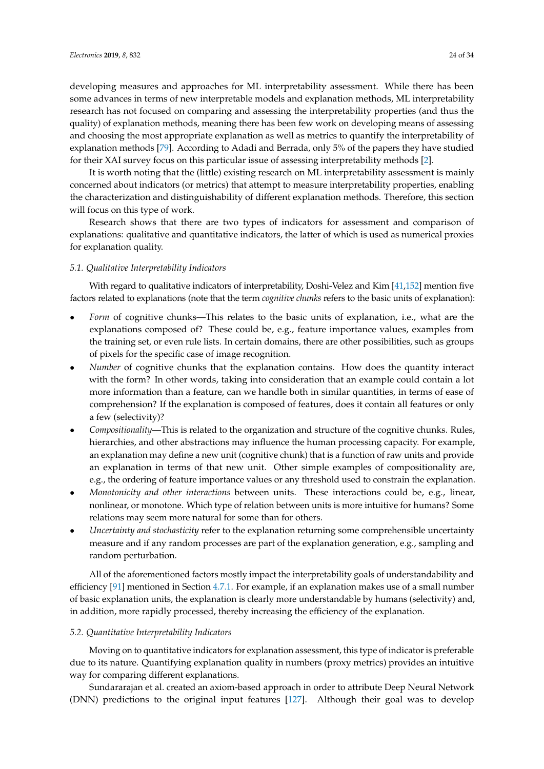developing measures and approaches for ML interpretability assessment. While there has been some advances in terms of new interpretable models and explanation methods, ML interpretability research has not focused on comparing and assessing the interpretability properties (and thus the quality) of explanation methods, meaning there has been few work on developing means of assessing and choosing the most appropriate explanation as well as metrics to quantify the interpretability of explanation methods [79]. According to Adadi and Berrada, only 5% of the papers they have studied for their XAI survey focus on this particular issue of assessing interpretability methods [2].

It is worth noting that the (little) existing research on ML interpretability assessment is mainly concerned about indicators (or metrics) that attempt to measure interpretability properties, enabling the characterization and distinguishability of different explanation methods. Therefore, this section will focus on this type of work.

Research shows that there are two types of indicators for assessment and comparison of explanations: qualitative and quantitative indicators, the latter of which is used as numerical proxies for explanation quality.

### *5.1. Qualitative Interpretability Indicators*

With regard to qualitative indicators of interpretability, Doshi-Velez and Kim [41,152] mention five factors related to explanations (note that the term *cognitive chunks* refers to the basic units of explanation):

- *Form* of cognitive chunks—This relates to the basic units of explanation, i.e., what are the explanations composed of? These could be, e.g., feature importance values, examples from the training set, or even rule lists. In certain domains, there are other possibilities, such as groups of pixels for the specific case of image recognition.
- *Number* of cognitive chunks that the explanation contains. How does the quantity interact with the form? In other words, taking into consideration that an example could contain a lot more information than a feature, can we handle both in similar quantities, in terms of ease of comprehension? If the explanation is composed of features, does it contain all features or only a few (selectivity)?
- *Compositionality*—This is related to the organization and structure of the cognitive chunks. Rules, hierarchies, and other abstractions may influence the human processing capacity. For example, an explanation may define a new unit (cognitive chunk) that is a function of raw units and provide an explanation in terms of that new unit. Other simple examples of compositionality are, e.g., the ordering of feature importance values or any threshold used to constrain the explanation.
- *Monotonicity and other interactions* between units. These interactions could be, e.g., linear, nonlinear, or monotone. Which type of relation between units is more intuitive for humans? Some relations may seem more natural for some than for others.
- *Uncertainty and stochasticity* refer to the explanation returning some comprehensible uncertainty measure and if any random processes are part of the explanation generation, e.g., sampling and random perturbation.

All of the aforementioned factors mostly impact the interpretability goals of understandability and efficiency [91] mentioned in Section 4.7.1. For example, if an explanation makes use of a small number of basic explanation units, the explanation is clearly more understandable by humans (selectivity) and, in addition, more rapidly processed, thereby increasing the efficiency of the explanation.

### *5.2. Quantitative Interpretability Indicators*

Moving on to quantitative indicators for explanation assessment, this type of indicator is preferable due to its nature. Quantifying explanation quality in numbers (proxy metrics) provides an intuitive way for comparing different explanations.

Sundararajan et al. created an axiom-based approach in order to attribute Deep Neural Network (DNN) predictions to the original input features [127]. Although their goal was to develop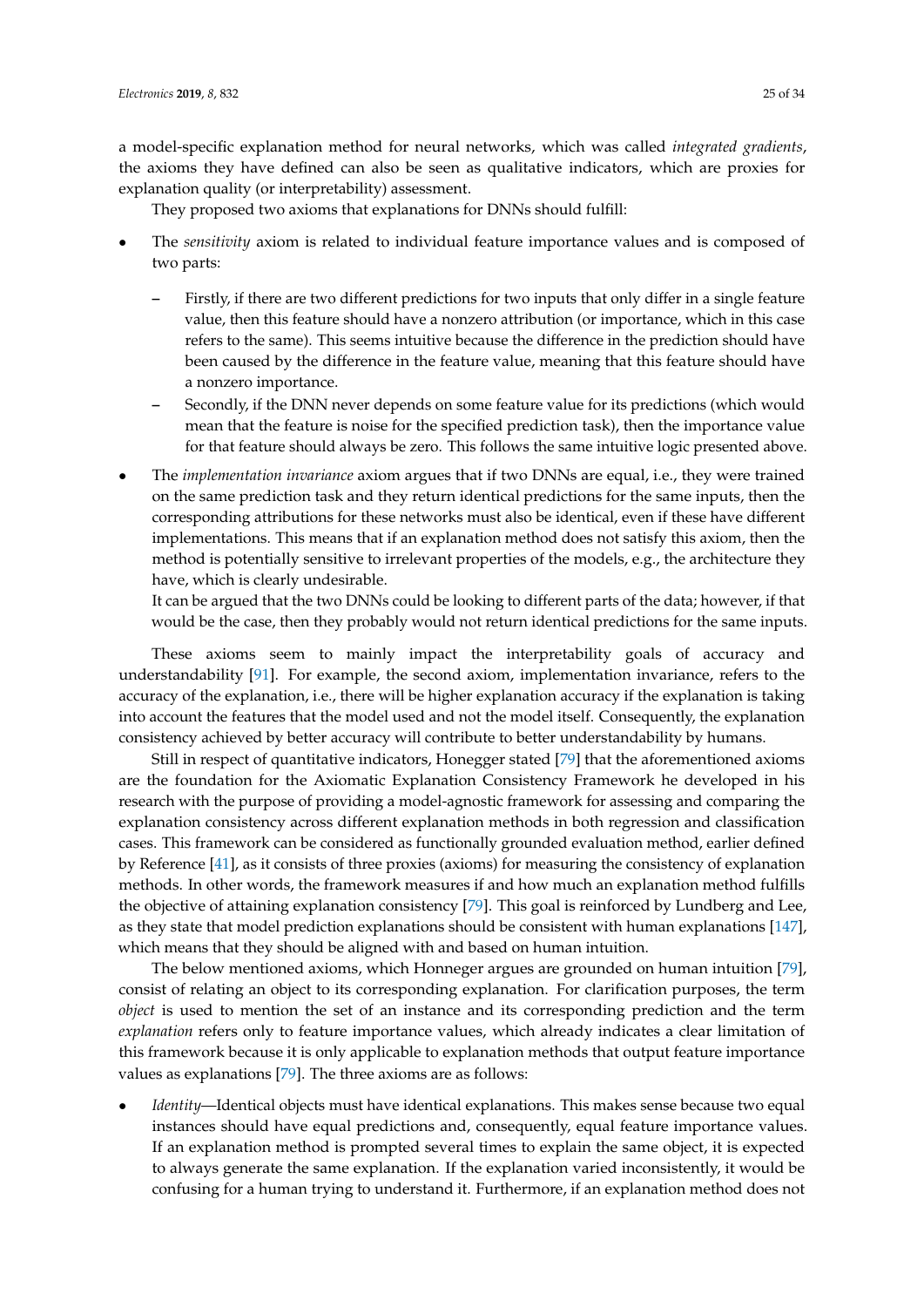a model-specific explanation method for neural networks, which was called *integrated gradients*, the axioms they have defined can also be seen as qualitative indicators, which are proxies for explanation quality (or interpretability) assessment.

They proposed two axioms that explanations for DNNs should fulfill:

- The *sensitivity* axiom is related to individual feature importance values and is composed of two parts:
  - Firstly, if there are two different predictions for two inputs that only differ in a single feature value, then this feature should have a nonzero attribution (or importance, which in this case refers to the same). This seems intuitive because the difference in the prediction should have been caused by the difference in the feature value, meaning that this feature should have a nonzero importance.
  - Secondly, if the DNN never depends on some feature value for its predictions (which would mean that the feature is noise for the specified prediction task), then the importance value for that feature should always be zero. This follows the same intuitive logic presented above.
- The *implementation invariance* axiom argues that if two DNNs are equal, i.e., they were trained on the same prediction task and they return identical predictions for the same inputs, then the corresponding attributions for these networks must also be identical, even if these have different implementations. This means that if an explanation method does not satisfy this axiom, then the method is potentially sensitive to irrelevant properties of the models, e.g., the architecture they have, which is clearly undesirable.

  It can be argued that the two DNNs could be looking to different parts of the data; however, if that would be the case, then they probably would not return identical predictions for the same inputs.

These axioms seem to mainly impact the interpretability goals of accuracy and understandability [91]. For example, the second axiom, implementation invariance, refers to the accuracy of the explanation, i.e., there will be higher explanation accuracy if the explanation is taking into account the features that the model used and not the model itself. Consequently, the explanation consistency achieved by better accuracy will contribute to better understandability by humans.

Still in respect of quantitative indicators, Honegger stated [79] that the aforementioned axioms are the foundation for the Axiomatic Explanation Consistency Framework he developed in his research with the purpose of providing a model-agnostic framework for assessing and comparing the explanation consistency across different explanation methods in both regression and classification cases. This framework can be considered as functionally grounded evaluation method, earlier defined by Reference [41], as it consists of three proxies (axioms) for measuring the consistency of explanation methods. In other words, the framework measures if and how much an explanation method fulfills the objective of attaining explanation consistency [79]. This goal is reinforced by Lundberg and Lee, as they state that model prediction explanations should be consistent with human explanations [147], which means that they should be aligned with and based on human intuition.

The below mentioned axioms, which Honneger argues are grounded on human intuition [79], consist of relating an object to its corresponding explanation. For clarification purposes, the term *object* is used to mention the set of an instance and its corresponding prediction and the term *explanation* refers only to feature importance values, which already indicates a clear limitation of this framework because it is only applicable to explanation methods that output feature importance values as explanations [79]. The three axioms are as follows:

- *Identity*—Identical objects must have identical explanations. This makes sense because two equal instances should have equal predictions and, consequently, equal feature importance values. If an explanation method is prompted several times to explain the same object, it is expected to always generate the same explanation. If the explanation varied inconsistently, it would be confusing for a human trying to understand it. Furthermore, if an explanation method does not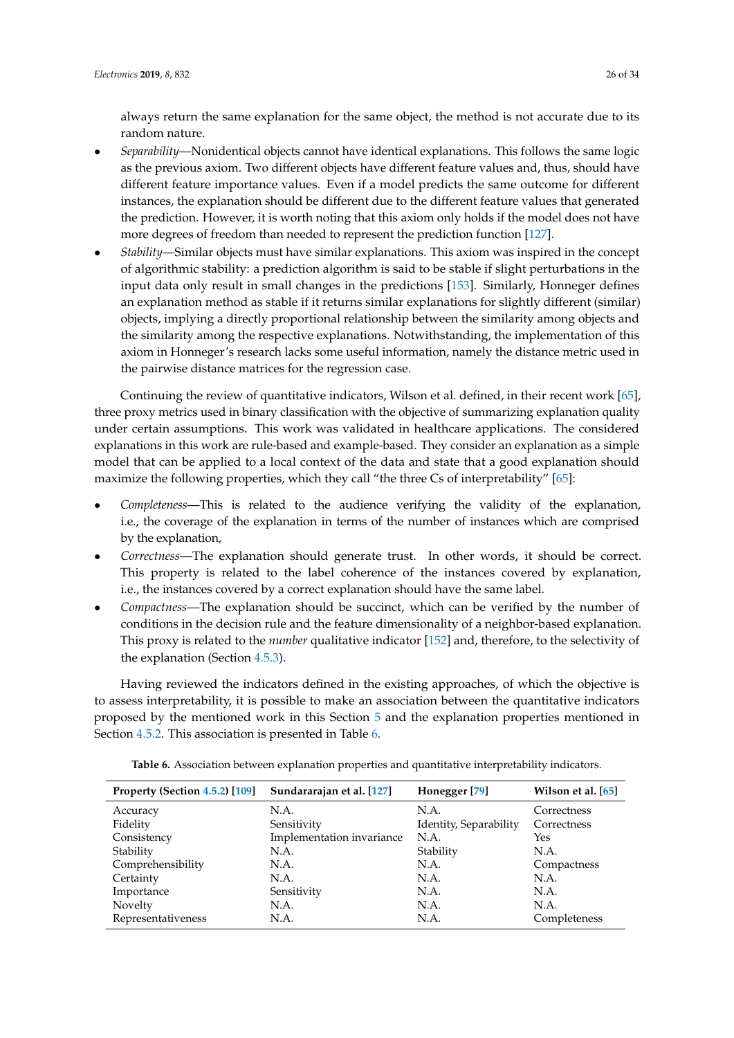always return the same explanation for the same object, the method is not accurate due to its random nature.

- *Separability*—Nonidentical objects cannot have identical explanations. This follows the same logic as the previous axiom. Two different objects have different feature values and, thus, should have different feature importance values. Even if a model predicts the same outcome for different instances, the explanation should be different due to the different feature values that generated the prediction. However, it is worth noting that this axiom only holds if the model does not have more degrees of freedom than needed to represent the prediction function [127].
- *Stability*—Similar objects must have similar explanations. This axiom was inspired in the concept of algorithmic stability: a prediction algorithm is said to be stable if slight perturbations in the input data only result in small changes in the predictions [153]. Similarly, Honneger defines an explanation method as stable if it returns similar explanations for slightly different (similar) objects, implying a directly proportional relationship between the similarity among objects and the similarity among the respective explanations. Notwithstanding, the implementation of this axiom in Honneger's research lacks some useful information, namely the distance metric used in the pairwise distance matrices for the regression case.

Continuing the review of quantitative indicators, Wilson et al. defined, in their recent work [65], three proxy metrics used in binary classification with the objective of summarizing explanation quality under certain assumptions. This work was validated in healthcare applications. The considered explanations in this work are rule-based and example-based. They consider an explanation as a simple model that can be applied to a local context of the data and state that a good explanation should maximize the following properties, which they call "the three Cs of interpretability" [65]:

- *Completeness*—This is related to the audience verifying the validity of the explanation, i.e., the coverage of the explanation in terms of the number of instances which are comprised by the explanation,
- *Correctness*—The explanation should generate trust. In other words, it should be correct. This property is related to the label coherence of the instances covered by explanation, i.e., the instances covered by a correct explanation should have the same label.
- *Compactness*—The explanation should be succinct, which can be verified by the number of conditions in the decision rule and the feature dimensionality of a neighbor-based explanation. This proxy is related to the *number* qualitative indicator [152] and, therefore, to the selectivity of the explanation (Section 4.5.3).

Having reviewed the indicators defined in the existing approaches, of which the objective is to assess interpretability, it is possible to make an association between the quantitative indicators proposed by the mentioned work in this Section 5 and the explanation properties mentioned in Section 4.5.2. This association is presented in Table 6.

**Table 6.** Association between explanation properties and quantitative interpretability indicators.

| Property (Section 4.5.2) [109] | Sundararajan et al. [127] | Honegger [79] | Wilson et al. [65] |
|---|---|---|---|
| Accuracy | N.A. | N.A. | Correctness |
| Fidelity | Sensitivity | Identity, Separability | Correctness |
| Consistency | Implementation invariance | N.A. | Yes |
| Stability | N.A. | Stability | N.A. |
| Comprehensibility | N.A. | N.A. | Compactness |
| Certainty | N.A. | N.A. | N.A. |
| Importance | Sensitivity | N.A. | N.A. |
| Novelty | N.A. | N.A. | N.A. |
| Representativeness | N.A. | N.A. | Completeness |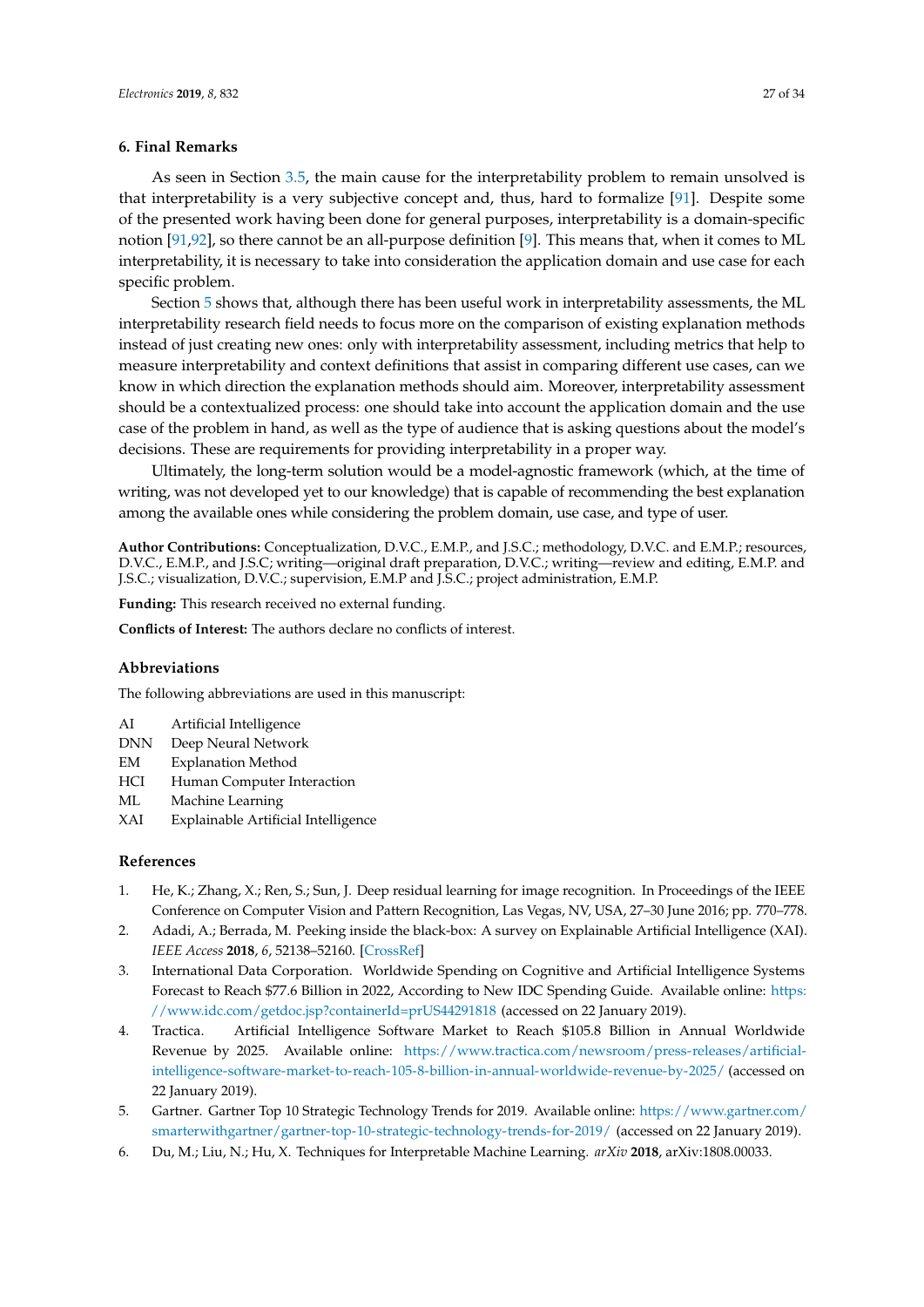## 6. Final Remarks

As seen in Section 3.5, the main cause for the interpretability problem to remain unsolved is that interpretability is a very subjective concept and, thus, hard to formalize [91]. Despite some of the presented work having been done for general purposes, interpretability is a domain-specific notion [91,92], so there cannot be an all-purpose definition [9]. This means that, when it comes to ML interpretability, it is necessary to take into consideration the application domain and use case for each specific problem.

Section 5 shows that, although there has been useful work in interpretability assessments, the ML interpretability research field needs to focus more on the comparison of existing explanation methods instead of just creating new ones: only with interpretability assessment, including metrics that help to measure interpretability and context definitions that assist in comparing different use cases, can we know in which direction the explanation methods should aim. Moreover, interpretability assessment should be a contextualized process: one should take into account the application domain and the use case of the problem in hand, as well as the type of audience that is asking questions about the model's decisions. These are requirements for providing interpretability in a proper way.

Ultimately, the long-term solution would be a model-agnostic framework (which, at the time of writing, was not developed yet to our knowledge) that is capable of recommending the best explanation among the available ones while considering the problem domain, use case, and type of user.

**Author Contributions:** Conceptualization, D.V.C., E.M.P., and J.S.C.; methodology, D.V.C. and E.M.P.; resources, D.V.C., E.M.P., and J.S.C; writing—original draft preparation, D.V.C.; writing—review and editing, E.M.P. and J.S.C.; visualization, D.V.C.; supervision, E.M.P and J.S.C.; project administration, E.M.P.

**Funding:** This research received no external funding.

**Conflicts of Interest:** The authors declare no conflicts of interest.

### Abbreviations

The following abbreviations are used in this manuscript:

| | |
|---|---|
| AI | Artificial Intelligence |
| DNN | Deep Neural Network |
| EM | Explanation Method |
| HCI | Human Computer Interaction |
| ML | Machine Learning |
| XAI | Explainable Artificial Intelligence |

### References

1. He, K.; Zhang, X.; Ren, S.; Sun, J. Deep residual learning for image recognition. In Proceedings of the IEEE Conference on Computer Vision and Pattern Recognition, Las Vegas, NV, USA, 27–30 June 2016; pp. 770–778.
2. Adadi, A.; Berrada, M. Peeking inside the black-box: A survey on Explainable Artificial Intelligence (XAI). *IEEE Access* **2018**, *6*, 52138–52160. [CrossRef]
3. International Data Corporation. Worldwide Spending on Cognitive and Artificial Intelligence Systems Forecast to Reach $77.6 Billion in 2022, According to New IDC Spending Guide. Available online: https://www.idc.com/getdoc.jsp?containerId=prUS44291818 (accessed on 22 January 2019).
4. Tractica. Artificial Intelligence Software Market to Reach $105.8 Billion in Annual Worldwide Revenue by 2025. Available online: https://www.tractica.com/newsroom/press-releases/artificial-intelligence-software-market-to-reach-105-8-billion-in-annual-worldwide-revenue-by-2025/ (accessed on 22 January 2019).
5. Gartner. Gartner Top 10 Strategic Technology Trends for 2019. Available online: https://www.gartner.com/smarterwithgartner/gartner-top-10-strategic-technology-trends-for-2019/ (accessed on 22 January 2019).
6. Du, M.; Liu, N.; Hu, X. Techniques for Interpretable Machine Learning. *arXiv* **2018**, arXiv:1808.00033.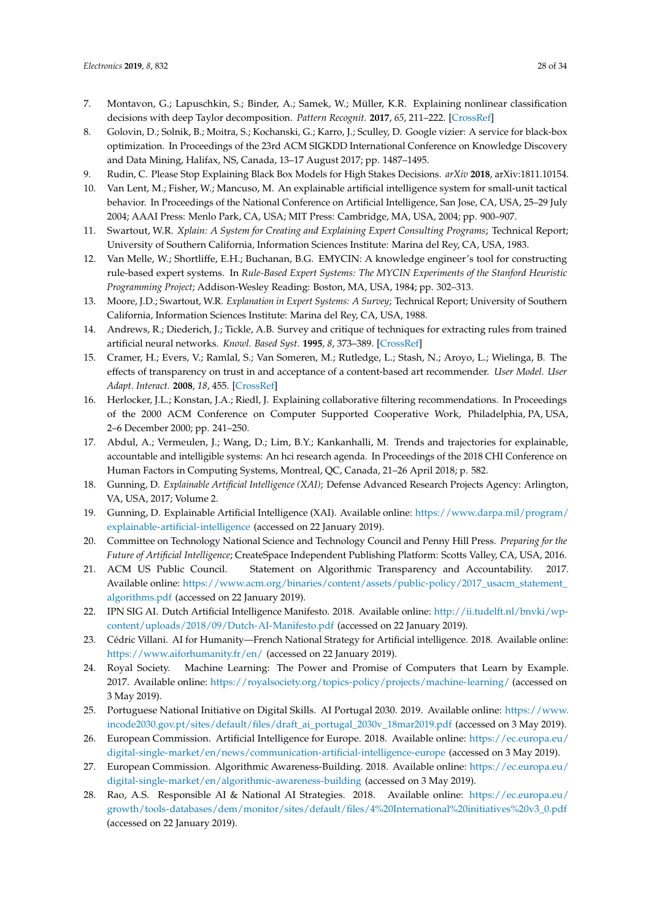7. Montavon, G.; Lapuschkin, S.; Binder, A.; Samek, W.; Müller, K.R. Explaining nonlinear classification decisions with deep Taylor decomposition. *Pattern Recognit.* **2017**, *65*, 211–222. [CrossRef]
8. Golovin, D.; Solnik, B.; Moitra, S.; Kochanski, G.; Karro, J.; Sculley, D. Google vizier: A service for black-box optimization. In Proceedings of the 23rd ACM SIGKDD International Conference on Knowledge Discovery and Data Mining, Halifax, NS, Canada, 13–17 August 2017; pp. 1487–1495.
9. Rudin, C. Please Stop Explaining Black Box Models for High Stakes Decisions. *arXiv* **2018**, arXiv:1811.10154.
10. Van Lent, M.; Fisher, W.; Mancuso, M. An explainable artificial intelligence system for small-unit tactical behavior. In Proceedings of the National Conference on Artificial Intelligence, San Jose, CA, USA, 25–29 July 2004; AAAI Press: Menlo Park, CA, USA; MIT Press: Cambridge, MA, USA, 2004; pp. 900–907.
11. Swartout, W.R. *Xplain: A System for Creating and Explaining Expert Consulting Programs*; Technical Report; University of Southern California, Information Sciences Institute: Marina del Rey, CA, USA, 1983.
12. Van Melle, W.; Shortliffe, E.H.; Buchanan, B.G. EMYCIN: A knowledge engineer's tool for constructing rule-based expert systems. In *Rule-Based Expert Systems: The MYCIN Experiments of the Stanford Heuristic Programming Project*; Addison-Wesley Reading: Boston, MA, USA, 1984; pp. 302–313.
13. Moore, J.D.; Swartout, W.R. *Explanation in Expert Systems: A Survey*; Technical Report; University of Southern California, Information Sciences Institute: Marina del Rey, CA, USA, 1988.
14. Andrews, R.; Diederich, J.; Tickle, A.B. Survey and critique of techniques for extracting rules from trained artificial neural networks. *Knowl. Based Syst.* **1995**, *8*, 373–389. [CrossRef]
15. Cramer, H.; Evers, V.; Ramlal, S.; Van Someren, M.; Rutledge, L.; Stash, N.; Aroyo, L.; Wielinga, B. The effects of transparency on trust in and acceptance of a content-based art recommender. *User Model. User Adapt. Interact.* **2008**, *18*, 455. [CrossRef]
16. Herlocker, J.L.; Konstan, J.A.; Riedl, J. Explaining collaborative filtering recommendations. In Proceedings of the 2000 ACM Conference on Computer Supported Cooperative Work, Philadelphia, PA, USA, 2–6 December 2000; pp. 241–250.
17. Abdul, A.; Vermeulen, J.; Wang, D.; Lim, B.Y.; Kankanhalli, M. Trends and trajectories for explainable, accountable and intelligible systems: An hci research agenda. In Proceedings of the 2018 CHI Conference on Human Factors in Computing Systems, Montreal, QC, Canada, 21–26 April 2018; p. 582.
18. Gunning, D. *Explainable Artificial Intelligence (XAI)*; Defense Advanced Research Projects Agency: Arlington, VA, USA, 2017; Volume 2.
19. Gunning, D. Explainable Artificial Intelligence (XAI). Available online: https://www.darpa.mil/program/explainable-artificial-intelligence (accessed on 22 January 2019).
20. Committee on Technology National Science and Technology Council and Penny Hill Press. *Preparing for the Future of Artificial Intelligence*; CreateSpace Independent Publishing Platform: Scotts Valley, CA, USA, 2016.
21. ACM US Public Council. Statement on Algorithmic Transparency and Accountability. 2017. Available online: https://www.acm.org/binaries/content/assets/public-policy/2017_usacm_statement_algorithms.pdf (accessed on 22 January 2019).
22. IPN SIG AI. Dutch Artificial Intelligence Manifesto. 2018. Available online: http://ii.tudelft.nl/bnvki/wp-content/uploads/2018/09/Dutch-AI-Manifesto.pdf (accessed on 22 January 2019).
23. Cédric Villani. AI for Humanity—French National Strategy for Artificial intelligence. 2018. Available online: https://www.aiforhumanity.fr/en/ (accessed on 22 January 2019).
24. Royal Society. Machine Learning: The Power and Promise of Computers that Learn by Example. 2017. Available online: https://royalsociety.org/topics-policy/projects/machine-learning/ (accessed on 3 May 2019).
25. Portuguese National Initiative on Digital Skills. AI Portugal 2030. 2019. Available online: https://www.incode2030.gov.pt/sites/default/files/draft_ai_portugal_2030v_18mar2019.pdf (accessed on 3 May 2019).
26. European Commission. Artificial Intelligence for Europe. 2018. Available online: https://ec.europa.eu/digital-single-market/en/news/communication-artificial-intelligence-europe (accessed on 3 May 2019).
27. European Commission. Algorithmic Awareness-Building. 2018. Available online: https://ec.europa.eu/digital-single-market/en/algorithmic-awareness-building (accessed on 3 May 2019).
28. Rao, A.S. Responsible AI & National AI Strategies. 2018. Available online: https://ec.europa.eu/growth/tools-databases/dem/monitor/sites/default/files/4%20International%20initiatives%20v3_0.pdf (accessed on 22 January 2019).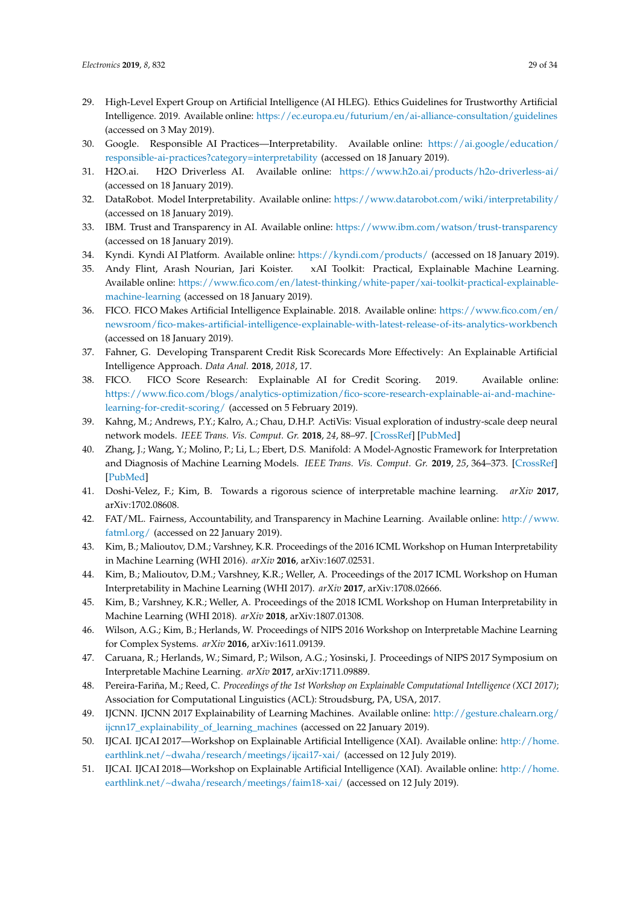29. High-Level Expert Group on Artificial Intelligence (AI HLEG). Ethics Guidelines for Trustworthy Artificial Intelligence. 2019. Available online: https://ec.europa.eu/futurium/en/ai-alliance-consultation/guidelines (accessed on 3 May 2019).
30. Google. Responsible AI Practices—Interpretability. Available online: https://ai.google/education/responsible-ai-practices?category=interpretability (accessed on 18 January 2019).
31. H2O.ai. H2O Driverless AI. Available online: https://www.h2o.ai/products/h2o-driverless-ai/ (accessed on 18 January 2019).
32. DataRobot. Model Interpretability. Available online: https://www.datarobot.com/wiki/interpretability/ (accessed on 18 January 2019).
33. IBM. Trust and Transparency in AI. Available online: https://www.ibm.com/watson/trust-transparency (accessed on 18 January 2019).
34. Kyndi. Kyndi AI Platform. Available online: https://kyndi.com/products/ (accessed on 18 January 2019).
35. Andy Flint, Arash Nourian, Jari Koister. xAI Toolkit: Practical, Explainable Machine Learning. Available online: https://www.fico.com/en/latest-thinking/white-paper/xai-toolkit-practical-explainable-machine-learning (accessed on 18 January 2019).
36. FICO. FICO Makes Artificial Intelligence Explainable. 2018. Available online: https://www.fico.com/en/newsroom/fico-makes-artificial-intelligence-explainable-with-latest-release-of-its-analytics-workbench (accessed on 18 January 2019).
37. Fahner, G. Developing Transparent Credit Risk Scorecards More Effectively: An Explainable Artificial Intelligence Approach. *Data Anal.* **2018**, *2018*, 17.
38. FICO. FICO Score Research: Explainable AI for Credit Scoring. 2019. Available online: https://www.fico.com/blogs/analytics-optimization/fico-score-research-explainable-ai-and-machine-learning-for-credit-scoring/ (accessed on 5 February 2019).
39. Kahng, M.; Andrews, P.Y.; Kalro, A.; Chau, D.H.P. ActiVis: Visual exploration of industry-scale deep neural network models. *IEEE Trans. Vis. Comput. Gr.* **2018**, *24*, 88–97. [CrossRef] [PubMed]
40. Zhang, J.; Wang, Y.; Molino, P.; Li, L.; Ebert, D.S. Manifold: A Model-Agnostic Framework for Interpretation and Diagnosis of Machine Learning Models. *IEEE Trans. Vis. Comput. Gr.* **2019**, *25*, 364–373. [CrossRef] [PubMed]
41. Doshi-Velez, F.; Kim, B. Towards a rigorous science of interpretable machine learning. *arXiv* **2017**, arXiv:1702.08608.
42. FAT/ML. Fairness, Accountability, and Transparency in Machine Learning. Available online: http://www.fatml.org/ (accessed on 22 January 2019).
43. Kim, B.; Malioutov, D.M.; Varshney, K.R. Proceedings of the 2016 ICML Workshop on Human Interpretability in Machine Learning (WHI 2016). *arXiv* **2016**, arXiv:1607.02531.
44. Kim, B.; Malioutov, D.M.; Varshney, K.R.; Weller, A. Proceedings of the 2017 ICML Workshop on Human Interpretability in Machine Learning (WHI 2017). *arXiv* **2017**, arXiv:1708.02666.
45. Kim, B.; Varshney, K.R.; Weller, A. Proceedings of the 2018 ICML Workshop on Human Interpretability in Machine Learning (WHI 2018). *arXiv* **2018**, arXiv:1807.01308.
46. Wilson, A.G.; Kim, B.; Herlands, W. Proceedings of NIPS 2016 Workshop on Interpretable Machine Learning for Complex Systems. *arXiv* **2016**, arXiv:1611.09139.
47. Caruana, R.; Herlands, W.; Simard, P.; Wilson, A.G.; Yosinski, J. Proceedings of NIPS 2017 Symposium on Interpretable Machine Learning. *arXiv* **2017**, arXiv:1711.09889.
48. Pereira-Fariña, M.; Reed, C. *Proceedings of the 1st Workshop on Explainable Computational Intelligence (XCI 2017)*; Association for Computational Linguistics (ACL): Stroudsburg, PA, USA, 2017.
49. IJCNN. IJCNN 2017 Explainability of Learning Machines. Available online: http://gesture.chalearn.org/ijcnn17_explainability_of_learning_machines (accessed on 22 January 2019).
50. IJCAI. IJCAI 2017—Workshop on Explainable Artificial Intelligence (XAI). Available online: http://home.earthlink.net/~dwaha/research/meetings/ijcai17-xai/ (accessed on 12 July 2019).
51. IJCAI. IJCAI 2018—Workshop on Explainable Artificial Intelligence (XAI). Available online: http://home.earthlink.net/~dwaha/research/meetings/faim18-xai/ (accessed on 12 July 2019).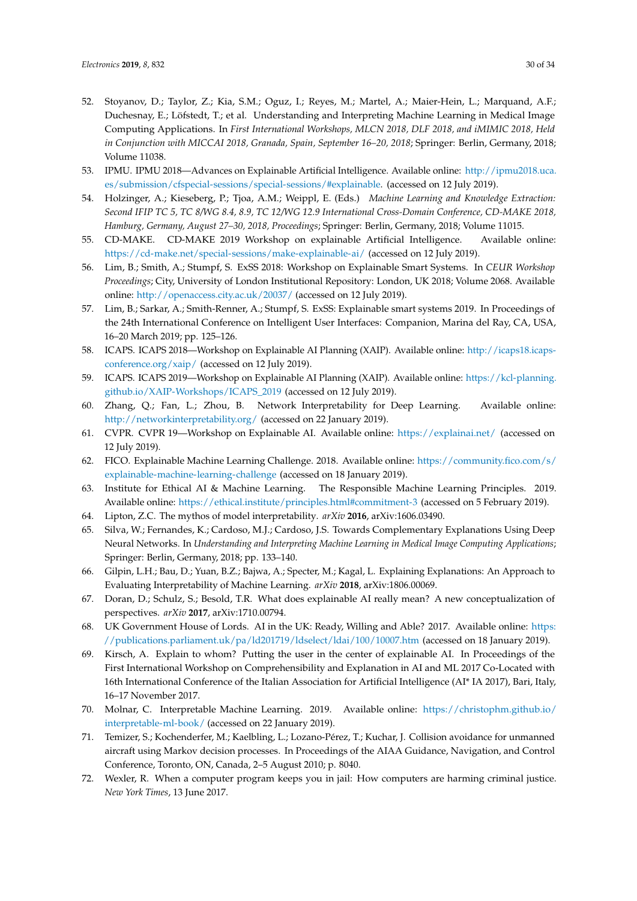52. Stoyanov, D.; Taylor, Z.; Kia, S.M.; Oguz, I.; Reyes, M.; Martel, A.; Maier-Hein, L.; Marquand, A.F.; Duchesnay, E.; Löfstedt, T.; et al. Understanding and Interpreting Machine Learning in Medical Image Computing Applications. In *First International Workshops, MLCN 2018, DLF 2018, and iMIMIC 2018, Held in Conjunction with MICCAI 2018, Granada, Spain, September 16–20, 2018*; Springer: Berlin, Germany, 2018; Volume 11038.
53. IPMU. IPMU 2018—Advances on Explainable Artificial Intelligence. Available online: http://ipmu2018.uca.es/submission/cfspecial-sessions/special-sessions/#explainable. (accessed on 12 July 2019).
54. Holzinger, A.; Kieseberg, P.; Tjoa, A.M.; Weippl, E. (Eds.) *Machine Learning and Knowledge Extraction: Second IFIP TC 5, TC 8/WG 8.4, 8.9, TC 12/WG 12.9 International Cross-Domain Conference, CD-MAKE 2018, Hamburg, Germany, August 27–30, 2018, Proceedings*; Springer: Berlin, Germany, 2018; Volume 11015.
55. CD-MAKE. CD-MAKE 2019 Workshop on explainable Artificial Intelligence. Available online: https://cd-make.net/special-sessions/make-explainable-ai/ (accessed on 12 July 2019).
56. Lim, B.; Smith, A.; Stumpf, S. ExSS 2018: Workshop on Explainable Smart Systems. In *CEUR Workshop Proceedings*; City, University of London Institutional Repository: London, UK 2018; Volume 2068. Available online: http://openaccess.city.ac.uk/20037/ (accessed on 12 July 2019).
57. Lim, B.; Sarkar, A.; Smith-Renner, A.; Stumpf, S. ExSS: Explainable smart systems 2019. In Proceedings of the 24th International Conference on Intelligent User Interfaces: Companion, Marina del Ray, CA, USA, 16–20 March 2019; pp. 125–126.
58. ICAPS. ICAPS 2018—Workshop on Explainable AI Planning (XAIP). Available online: http://icaps18.icaps-conference.org/xaip/ (accessed on 12 July 2019).
59. ICAPS. ICAPS 2019—Workshop on Explainable AI Planning (XAIP). Available online: https://kcl-planning.github.io/XAIP-Workshops/ICAPS_2019 (accessed on 12 July 2019).
60. Zhang, Q.; Fan, L.; Zhou, B. Network Interpretability for Deep Learning. Available online: http://networkinterpretability.org/ (accessed on 22 January 2019).
61. CVPR. CVPR 19—Workshop on Explainable AI. Available online: https://explainai.net/ (accessed on 12 July 2019).
62. FICO. Explainable Machine Learning Challenge. 2018. Available online: https://community.fico.com/s/explainable-machine-learning-challenge (accessed on 18 January 2019).
63. Institute for Ethical AI & Machine Learning. The Responsible Machine Learning Principles. 2019. Available online: https://ethical.institute/principles.html#commitment-3 (accessed on 5 February 2019).
64. Lipton, Z.C. The mythos of model interpretability. *arXiv* **2016**, arXiv:1606.03490.
65. Silva, W.; Fernandes, K.; Cardoso, M.J.; Cardoso, J.S. Towards Complementary Explanations Using Deep Neural Networks. In *Understanding and Interpreting Machine Learning in Medical Image Computing Applications*; Springer: Berlin, Germany, 2018; pp. 133–140.
66. Gilpin, L.H.; Bau, D.; Yuan, B.Z.; Bajwa, A.; Specter, M.; Kagal, L. Explaining Explanations: An Approach to Evaluating Interpretability of Machine Learning. *arXiv* **2018**, arXiv:1806.00069.
67. Doran, D.; Schulz, S.; Besold, T.R. What does explainable AI really mean? A new conceptualization of perspectives. *arXiv* **2017**, arXiv:1710.00794.
68. UK Government House of Lords. AI in the UK: Ready, Willing and Able? 2017. Available online: https://publications.parliament.uk/pa/ld201719/ldselect/ldai/100/10007.htm (accessed on 18 January 2019).
69. Kirsch, A. Explain to whom? Putting the user in the center of explainable AI. In Proceedings of the First International Workshop on Comprehensibility and Explanation in AI and ML 2017 Co-Located with 16th International Conference of the Italian Association for Artificial Intelligence (AI* IA 2017), Bari, Italy, 16–17 November 2017.
70. Molnar, C. Interpretable Machine Learning. 2019. Available online: https://christophm.github.io/interpretable-ml-book/ (accessed on 22 January 2019).
71. Temizer, S.; Kochenderfer, M.; Kaelbling, L.; Lozano-Pérez, T.; Kuchar, J. Collision avoidance for unmanned aircraft using Markov decision processes. In Proceedings of the AIAA Guidance, Navigation, and Control Conference, Toronto, ON, Canada, 2–5 August 2010; p. 8040.
72. Wexler, R. When a computer program keeps you in jail: How computers are harming criminal justice. *New York Times*, 13 June 2017.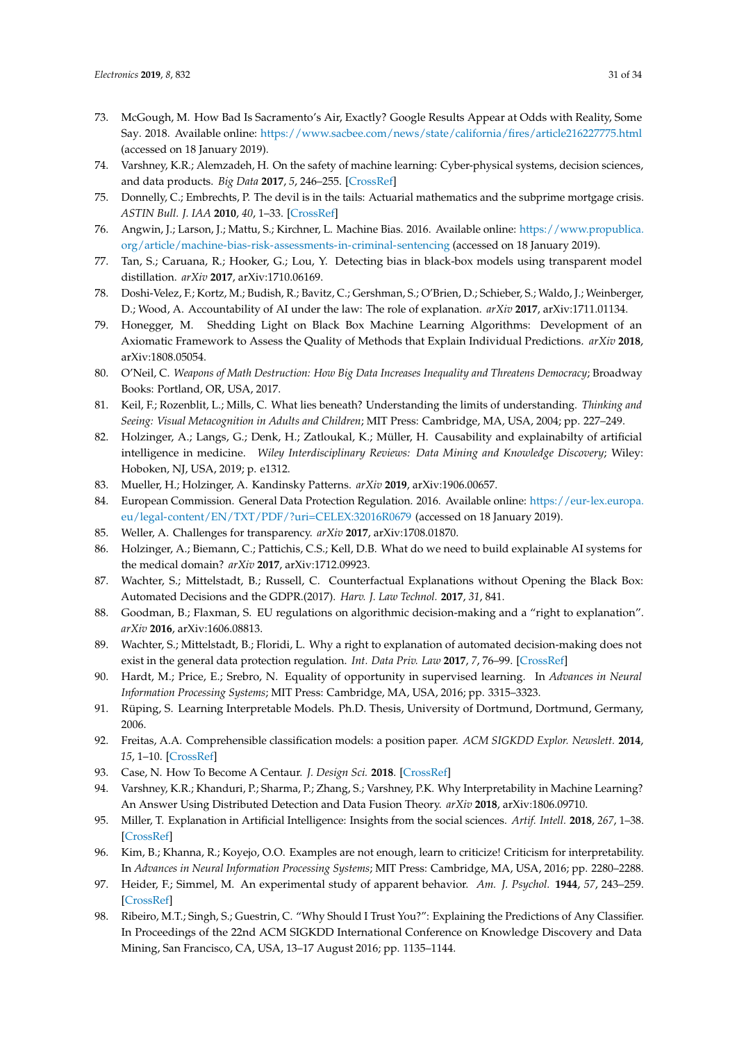73. McGough, M. How Bad Is Sacramento's Air, Exactly? Google Results Appear at Odds with Reality, Some Say. 2018. Available online: https://www.sacbee.com/news/state/california/fires/article216227775.html (accessed on 18 January 2019).
74. Varshney, K.R.; Alemzadeh, H. On the safety of machine learning: Cyber-physical systems, decision sciences, and data products. *Big Data* **2017**, *5*, 246–255. [CrossRef]
75. Donnelly, C.; Embrechts, P. The devil is in the tails: Actuarial mathematics and the subprime mortgage crisis. *ASTIN Bull. J. IAA* **2010**, *40*, 1–33. [CrossRef]
76. Angwin, J.; Larson, J.; Mattu, S.; Kirchner, L. Machine Bias. 2016. Available online: https://www.propublica.org/article/machine-bias-risk-assessments-in-criminal-sentencing (accessed on 18 January 2019).
77. Tan, S.; Caruana, R.; Hooker, G.; Lou, Y. Detecting bias in black-box models using transparent model distillation. *arXiv* **2017**, arXiv:1710.06169.
78. Doshi-Velez, F.; Kortz, M.; Budish, R.; Bavitz, C.; Gershman, S.; O'Brien, D.; Schieber, S.; Waldo, J.; Weinberger, D.; Wood, A. Accountability of AI under the law: The role of explanation. *arXiv* **2017**, arXiv:1711.01134.
79. Honegger, M. Shedding Light on Black Box Machine Learning Algorithms: Development of an Axiomatic Framework to Assess the Quality of Methods that Explain Individual Predictions. *arXiv* **2018**, arXiv:1808.05054.
80. O'Neil, C. *Weapons of Math Destruction: How Big Data Increases Inequality and Threatens Democracy*; Broadway Books: Portland, OR, USA, 2017.
81. Keil, F.; Rozenblit, L.; Mills, C. What lies beneath? Understanding the limits of understanding. *Thinking and Seeing: Visual Metacognition in Adults and Children*; MIT Press: Cambridge, MA, USA, 2004; pp. 227–249.
82. Holzinger, A.; Langs, G.; Denk, H.; Zatloukal, K.; Müller, H. Causability and explainabilty of artificial intelligence in medicine. *Wiley Interdisciplinary Reviews: Data Mining and Knowledge Discovery*; Wiley: Hoboken, NJ, USA, 2019; p. e1312.
83. Mueller, H.; Holzinger, A. Kandinsky Patterns. *arXiv* **2019**, arXiv:1906.00657.
84. European Commission. General Data Protection Regulation. 2016. Available online: https://eur-lex.europa.eu/legal-content/EN/TXT/PDF/?uri=CELEX:32016R0679 (accessed on 18 January 2019).
85. Weller, A. Challenges for transparency. *arXiv* **2017**, arXiv:1708.01870.
86. Holzinger, A.; Biemann, C.; Pattichis, C.S.; Kell, D.B. What do we need to build explainable AI systems for the medical domain? *arXiv* **2017**, arXiv:1712.09923.
87. Wachter, S.; Mittelstadt, B.; Russell, C. Counterfactual Explanations without Opening the Black Box: Automated Decisions and the GDPR.(2017). *Harv. J. Law Technol.* **2017**, *31*, 841.
88. Goodman, B.; Flaxman, S. EU regulations on algorithmic decision-making and a "right to explanation". *arXiv* **2016**, arXiv:1606.08813.
89. Wachter, S.; Mittelstadt, B.; Floridi, L. Why a right to explanation of automated decision-making does not exist in the general data protection regulation. *Int. Data Priv. Law* **2017**, *7*, 76–99. [CrossRef]
90. Hardt, M.; Price, E.; Srebro, N. Equality of opportunity in supervised learning. In *Advances in Neural Information Processing Systems*; MIT Press: Cambridge, MA, USA, 2016; pp. 3315–3323.
91. Rüping, S. Learning Interpretable Models. Ph.D. Thesis, University of Dortmund, Dortmund, Germany, 2006.
92. Freitas, A.A. Comprehensible classification models: a position paper. *ACM SIGKDD Explor. Newslett.* **2014**, *15*, 1–10. [CrossRef]
93. Case, N. How To Become A Centaur. *J. Design Sci.* **2018**. [CrossRef]
94. Varshney, K.R.; Khanduri, P.; Sharma, P.; Zhang, S.; Varshney, P.K. Why Interpretability in Machine Learning? An Answer Using Distributed Detection and Data Fusion Theory. *arXiv* **2018**, arXiv:1806.09710.
95. Miller, T. Explanation in Artificial Intelligence: Insights from the social sciences. *Artif. Intell.* **2018**, *267*, 1–38. [CrossRef]
96. Kim, B.; Khanna, R.; Koyejo, O.O. Examples are not enough, learn to criticize! Criticism for interpretability. In *Advances in Neural Information Processing Systems*; MIT Press: Cambridge, MA, USA, 2016; pp. 2280–2288.
97. Heider, F.; Simmel, M. An experimental study of apparent behavior. *Am. J. Psychol.* **1944**, *57*, 243–259. [CrossRef]
98. Ribeiro, M.T.; Singh, S.; Guestrin, C. "Why Should I Trust You?": Explaining the Predictions of Any Classifier. In Proceedings of the 22nd ACM SIGKDD International Conference on Knowledge Discovery and Data Mining, San Francisco, CA, USA, 13–17 August 2016; pp. 1135–1144.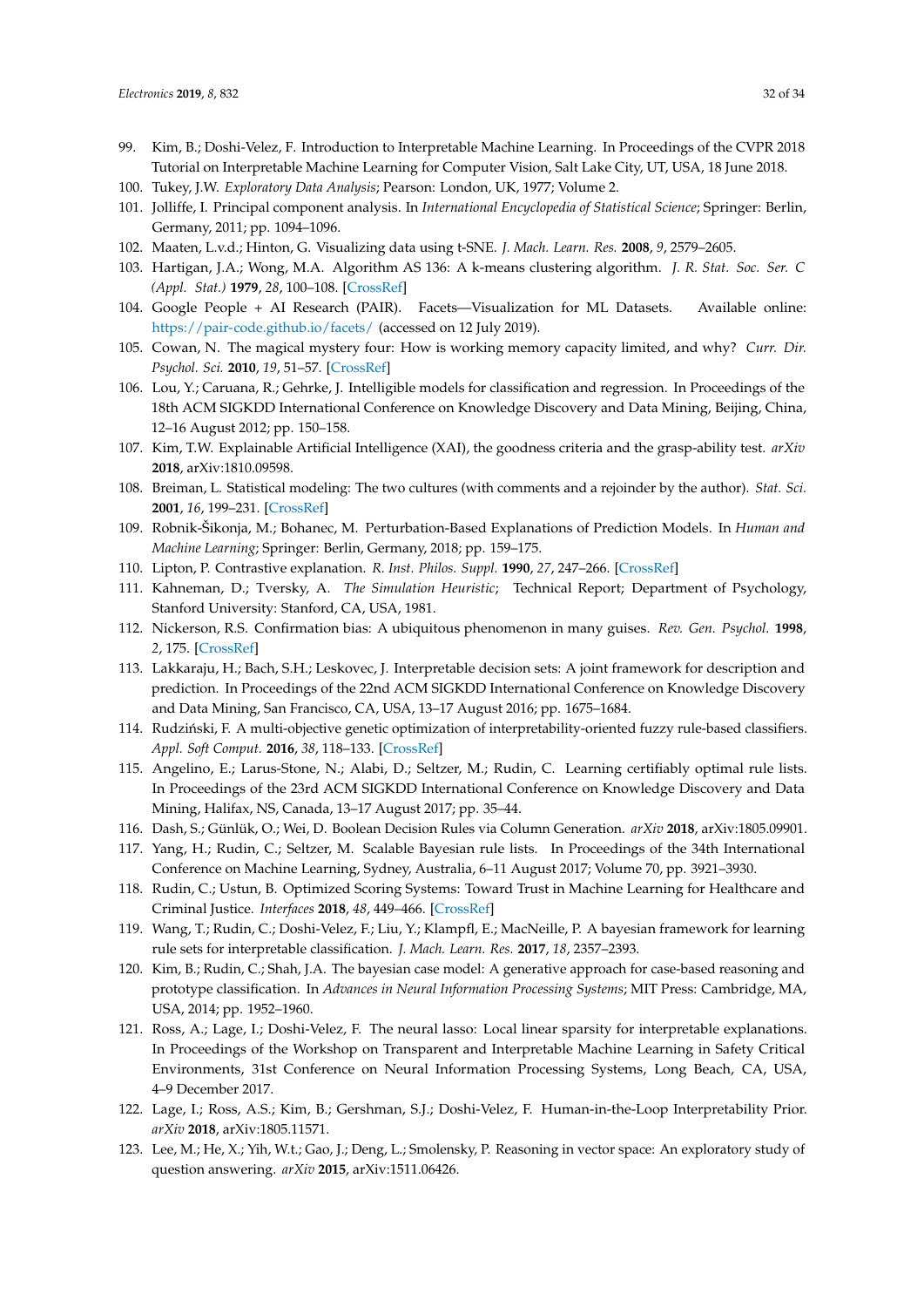99. Kim, B.; Doshi-Velez, F. Introduction to Interpretable Machine Learning. In Proceedings of the CVPR 2018 Tutorial on Interpretable Machine Learning for Computer Vision, Salt Lake City, UT, USA, 18 June 2018.
100. Tukey, J.W. *Exploratory Data Analysis*; Pearson: London, UK, 1977; Volume 2.
101. Jolliffe, I. Principal component analysis. In *International Encyclopedia of Statistical Science*; Springer: Berlin, Germany, 2011; pp. 1094–1096.
102. Maaten, L.v.d.; Hinton, G. Visualizing data using t-SNE. *J. Mach. Learn. Res.* **2008**, *9*, 2579–2605.
103. Hartigan, J.A.; Wong, M.A. Algorithm AS 136: A k-means clustering algorithm. *J. R. Stat. Soc. Ser. C (Appl. Stat.)* **1979**, *28*, 100–108. [CrossRef]
104. Google People + AI Research (PAIR). Facets—Visualization for ML Datasets. Available online: https://pair-code.github.io/facets/ (accessed on 12 July 2019).
105. Cowan, N. The magical mystery four: How is working memory capacity limited, and why? *Curr. Dir. Psychol. Sci.* **2010**, *19*, 51–57. [CrossRef]
106. Lou, Y.; Caruana, R.; Gehrke, J. Intelligible models for classification and regression. In Proceedings of the 18th ACM SIGKDD International Conference on Knowledge Discovery and Data Mining, Beijing, China, 12–16 August 2012; pp. 150–158.
107. Kim, T.W. Explainable Artificial Intelligence (XAI), the goodness criteria and the grasp-ability test. *arXiv* **2018**, arXiv:1810.09598.
108. Breiman, L. Statistical modeling: The two cultures (with comments and a rejoinder by the author). *Stat. Sci.* **2001**, *16*, 199–231. [CrossRef]
109. Robnik-Šikonja, M.; Bohanec, M. Perturbation-Based Explanations of Prediction Models. In *Human and Machine Learning*; Springer: Berlin, Germany, 2018; pp. 159–175.
110. Lipton, P. Contrastive explanation. *R. Inst. Philos. Suppl.* **1990**, *27*, 247–266. [CrossRef]
111. Kahneman, D.; Tversky, A. *The Simulation Heuristic*; Technical Report; Department of Psychology, Stanford University: Stanford, CA, USA, 1981.
112. Nickerson, R.S. Confirmation bias: A ubiquitous phenomenon in many guises. *Rev. Gen. Psychol.* **1998**, *2*, 175. [CrossRef]
113. Lakkaraju, H.; Bach, S.H.; Leskovec, J. Interpretable decision sets: A joint framework for description and prediction. In Proceedings of the 22nd ACM SIGKDD International Conference on Knowledge Discovery and Data Mining, San Francisco, CA, USA, 13–17 August 2016; pp. 1675–1684.
114. Rudziński, F. A multi-objective genetic optimization of interpretability-oriented fuzzy rule-based classifiers. *Appl. Soft Comput.* **2016**, *38*, 118–133. [CrossRef]
115. Angelino, E.; Larus-Stone, N.; Alabi, D.; Seltzer, M.; Rudin, C. Learning certifiably optimal rule lists. In Proceedings of the 23rd ACM SIGKDD International Conference on Knowledge Discovery and Data Mining, Halifax, NS, Canada, 13–17 August 2017; pp. 35–44.
116. Dash, S.; Günlük, O.; Wei, D. Boolean Decision Rules via Column Generation. *arXiv* **2018**, arXiv:1805.09901.
117. Yang, H.; Rudin, C.; Seltzer, M. Scalable Bayesian rule lists. In Proceedings of the 34th International Conference on Machine Learning, Sydney, Australia, 6–11 August 2017; Volume 70, pp. 3921–3930.
118. Rudin, C.; Ustun, B. Optimized Scoring Systems: Toward Trust in Machine Learning for Healthcare and Criminal Justice. *Interfaces* **2018**, *48*, 449–466. [CrossRef]
119. Wang, T.; Rudin, C.; Doshi-Velez, F.; Liu, Y.; Klampfl, E.; MacNeille, P. A bayesian framework for learning rule sets for interpretable classification. *J. Mach. Learn. Res.* **2017**, *18*, 2357–2393.
120. Kim, B.; Rudin, C.; Shah, J.A. The bayesian case model: A generative approach for case-based reasoning and prototype classification. In *Advances in Neural Information Processing Systems*; MIT Press: Cambridge, MA, USA, 2014; pp. 1952–1960.
121. Ross, A.; Lage, I.; Doshi-Velez, F. The neural lasso: Local linear sparsity for interpretable explanations. In Proceedings of the Workshop on Transparent and Interpretable Machine Learning in Safety Critical Environments, 31st Conference on Neural Information Processing Systems, Long Beach, CA, USA, 4–9 December 2017.
122. Lage, I.; Ross, A.S.; Kim, B.; Gershman, S.J.; Doshi-Velez, F. Human-in-the-Loop Interpretability Prior. *arXiv* **2018**, arXiv:1805.11571.
123. Lee, M.; He, X.; Yih, W.t.; Gao, J.; Deng, L.; Smolensky, P. Reasoning in vector space: An exploratory study of question answering. *arXiv* **2015**, arXiv:1511.06426.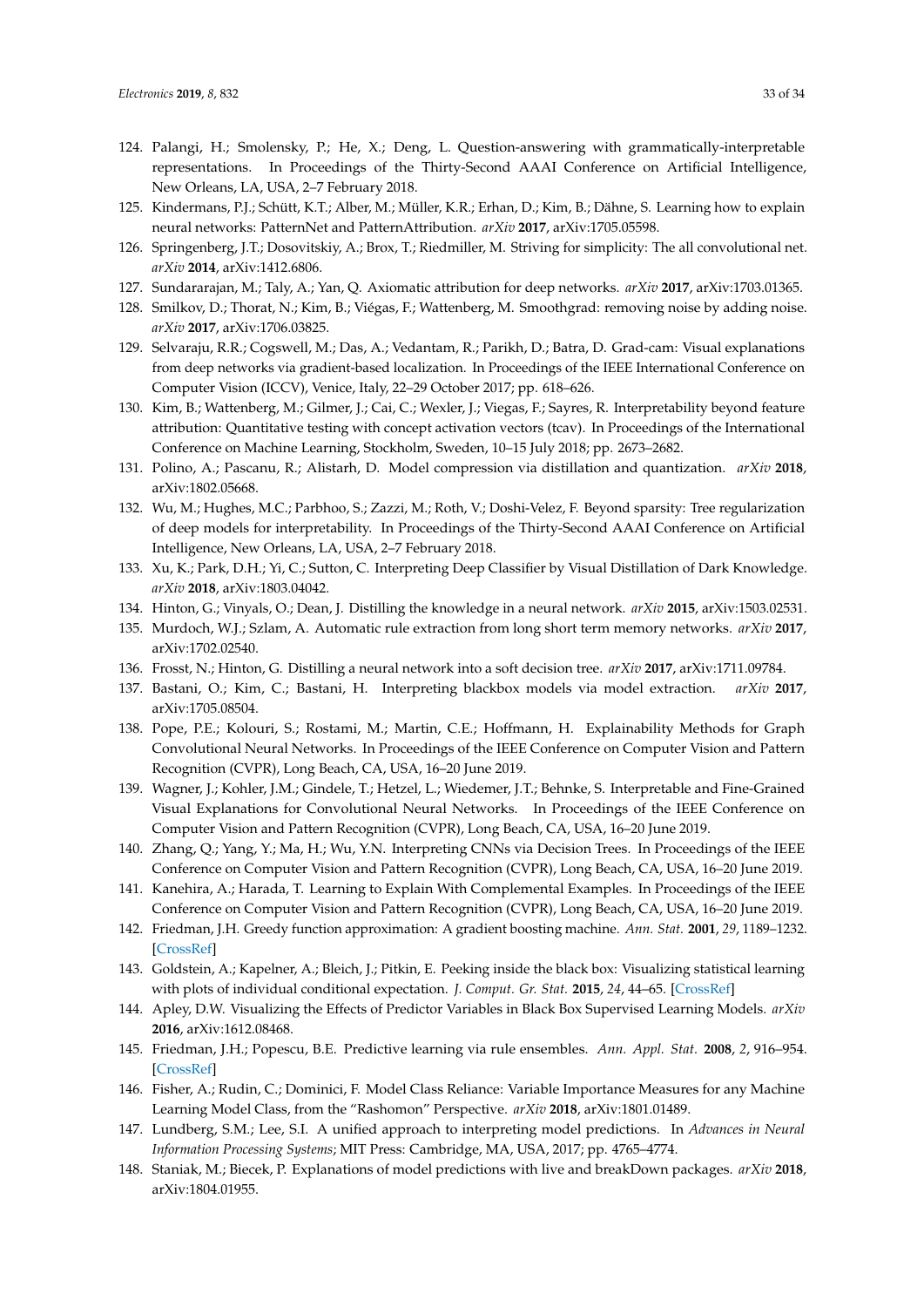124. Palangi, H.; Smolensky, P.; He, X.; Deng, L. Question-answering with grammatically-interpretable representations. In Proceedings of the Thirty-Second AAAI Conference on Artificial Intelligence, New Orleans, LA, USA, 2–7 February 2018.
125. Kindermans, P.J.; Schütt, K.T.; Alber, M.; Müller, K.R.; Erhan, D.; Kim, B.; Dähne, S. Learning how to explain neural networks: PatternNet and PatternAttribution. *arXiv* **2017**, arXiv:1705.05598.
126. Springenberg, J.T.; Dosovitskiy, A.; Brox, T.; Riedmiller, M. Striving for simplicity: The all convolutional net. *arXiv* **2014**, arXiv:1412.6806.
127. Sundararajan, M.; Taly, A.; Yan, Q. Axiomatic attribution for deep networks. *arXiv* **2017**, arXiv:1703.01365.
128. Smilkov, D.; Thorat, N.; Kim, B.; Viégas, F.; Wattenberg, M. Smoothgrad: removing noise by adding noise. *arXiv* **2017**, arXiv:1706.03825.
129. Selvaraju, R.R.; Cogswell, M.; Das, A.; Vedantam, R.; Parikh, D.; Batra, D. Grad-cam: Visual explanations from deep networks via gradient-based localization. In Proceedings of the IEEE International Conference on Computer Vision (ICCV), Venice, Italy, 22–29 October 2017; pp. 618–626.
130. Kim, B.; Wattenberg, M.; Gilmer, J.; Cai, C.; Wexler, J.; Viegas, F.; Sayres, R. Interpretability beyond feature attribution: Quantitative testing with concept activation vectors (tcav). In Proceedings of the International Conference on Machine Learning, Stockholm, Sweden, 10–15 July 2018; pp. 2673–2682.
131. Polino, A.; Pascanu, R.; Alistarh, D. Model compression via distillation and quantization. *arXiv* **2018**, arXiv:1802.05668.
132. Wu, M.; Hughes, M.C.; Parbhoo, S.; Zazzi, M.; Roth, V.; Doshi-Velez, F. Beyond sparsity: Tree regularization of deep models for interpretability. In Proceedings of the Thirty-Second AAAI Conference on Artificial Intelligence, New Orleans, LA, USA, 2–7 February 2018.
133. Xu, K.; Park, D.H.; Yi, C.; Sutton, C. Interpreting Deep Classifier by Visual Distillation of Dark Knowledge. *arXiv* **2018**, arXiv:1803.04042.
134. Hinton, G.; Vinyals, O.; Dean, J. Distilling the knowledge in a neural network. *arXiv* **2015**, arXiv:1503.02531.
135. Murdoch, W.J.; Szlam, A. Automatic rule extraction from long short term memory networks. *arXiv* **2017**, arXiv:1702.02540.
136. Frosst, N.; Hinton, G. Distilling a neural network into a soft decision tree. *arXiv* **2017**, arXiv:1711.09784.
137. Bastani, O.; Kim, C.; Bastani, H. Interpreting blackbox models via model extraction. *arXiv* **2017**, arXiv:1705.08504.
138. Pope, P.E.; Kolouri, S.; Rostami, M.; Martin, C.E.; Hoffmann, H. Explainability Methods for Graph Convolutional Neural Networks. In Proceedings of the IEEE Conference on Computer Vision and Pattern Recognition (CVPR), Long Beach, CA, USA, 16–20 June 2019.
139. Wagner, J.; Kohler, J.M.; Gindele, T.; Hetzel, L.; Wiedemer, J.T.; Behnke, S. Interpretable and Fine-Grained Visual Explanations for Convolutional Neural Networks. In Proceedings of the IEEE Conference on Computer Vision and Pattern Recognition (CVPR), Long Beach, CA, USA, 16–20 June 2019.
140. Zhang, Q.; Yang, Y.; Ma, H.; Wu, Y.N. Interpreting CNNs via Decision Trees. In Proceedings of the IEEE Conference on Computer Vision and Pattern Recognition (CVPR), Long Beach, CA, USA, 16–20 June 2019.
141. Kanehira, A.; Harada, T. Learning to Explain With Complemental Examples. In Proceedings of the IEEE Conference on Computer Vision and Pattern Recognition (CVPR), Long Beach, CA, USA, 16–20 June 2019.
142. Friedman, J.H. Greedy function approximation: A gradient boosting machine. *Ann. Stat.* **2001**, *29*, 1189–1232. [CrossRef]
143. Goldstein, A.; Kapelner, A.; Bleich, J.; Pitkin, E. Peeking inside the black box: Visualizing statistical learning with plots of individual conditional expectation. *J. Comput. Gr. Stat.* **2015**, *24*, 44–65. [CrossRef]
144. Apley, D.W. Visualizing the Effects of Predictor Variables in Black Box Supervised Learning Models. *arXiv* **2016**, arXiv:1612.08468.
145. Friedman, J.H.; Popescu, B.E. Predictive learning via rule ensembles. *Ann. Appl. Stat.* **2008**, *2*, 916–954. [CrossRef]
146. Fisher, A.; Rudin, C.; Dominici, F. Model Class Reliance: Variable Importance Measures for any Machine Learning Model Class, from the "Rashomon" Perspective. *arXiv* **2018**, arXiv:1801.01489.
147. Lundberg, S.M.; Lee, S.I. A unified approach to interpreting model predictions. In *Advances in Neural Information Processing Systems*; MIT Press: Cambridge, MA, USA, 2017; pp. 4765–4774.
148. Staniak, M.; Biecek, P. Explanations of model predictions with live and breakDown packages. *arXiv* **2018**, arXiv:1804.01955.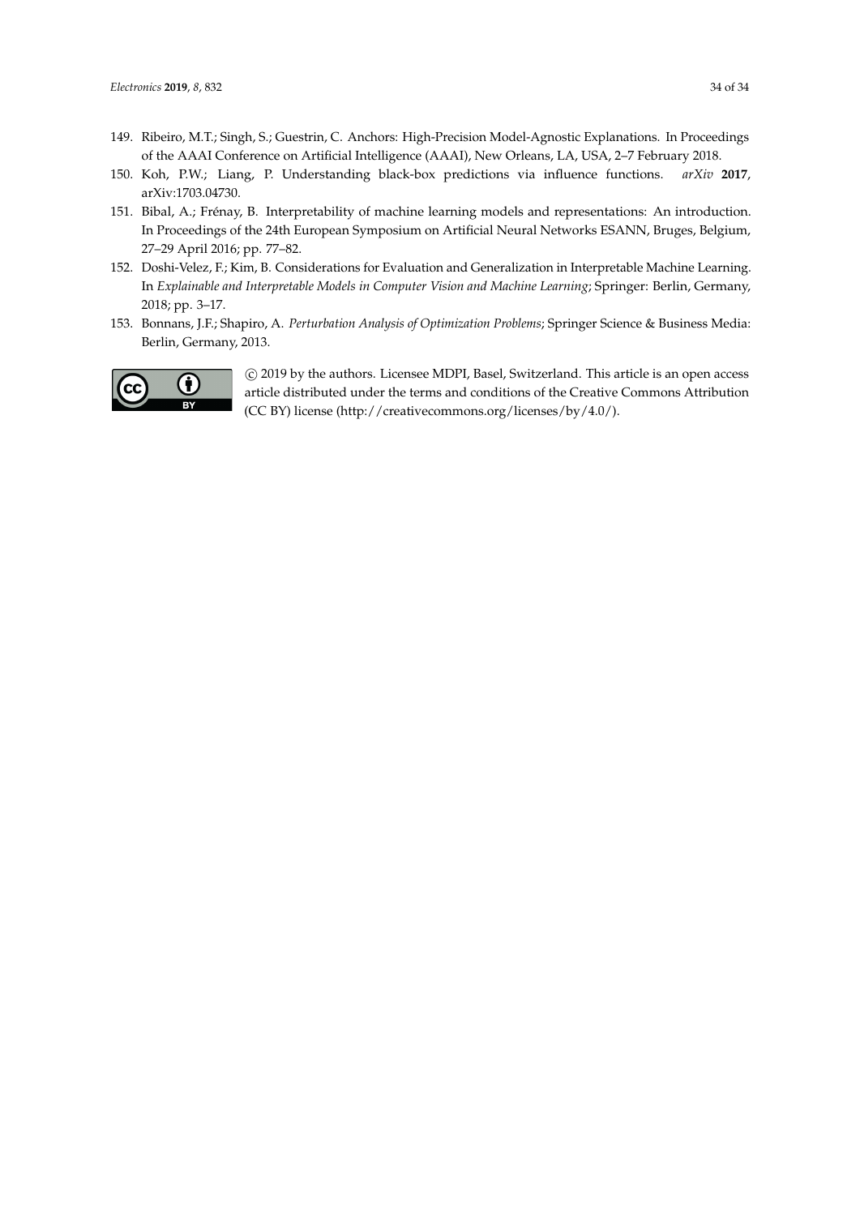149. Ribeiro, M.T.; Singh, S.; Guestrin, C. Anchors: High-Precision Model-Agnostic Explanations. In Proceedings of the AAAI Conference on Artificial Intelligence (AAAI), New Orleans, LA, USA, 2–7 February 2018.
150. Koh, P.W.; Liang, P. Understanding black-box predictions via influence functions. *arXiv* **2017**, arXiv:1703.04730.
151. Bibal, A.; Frénay, B. Interpretability of machine learning models and representations: An introduction. In Proceedings of the 24th European Symposium on Artificial Neural Networks ESANN, Bruges, Belgium, 27–29 April 2016; pp. 77–82.
152. Doshi-Velez, F.; Kim, B. Considerations for Evaluation and Generalization in Interpretable Machine Learning. In *Explainable and Interpretable Models in Computer Vision and Machine Learning*; Springer: Berlin, Germany, 2018; pp. 3–17.
153. Bonnans, J.F.; Shapiro, A. *Perturbation Analysis of Optimization Problems*; Springer Science & Business Media: Berlin, Germany, 2013.

© 2019 by the authors. Licensee MDPI, Basel, Switzerland. This article is an open access article distributed under the terms and conditions of the Creative Commons Attribution (CC BY) license (http://creativecommons.org/licenses/by/4.0/).